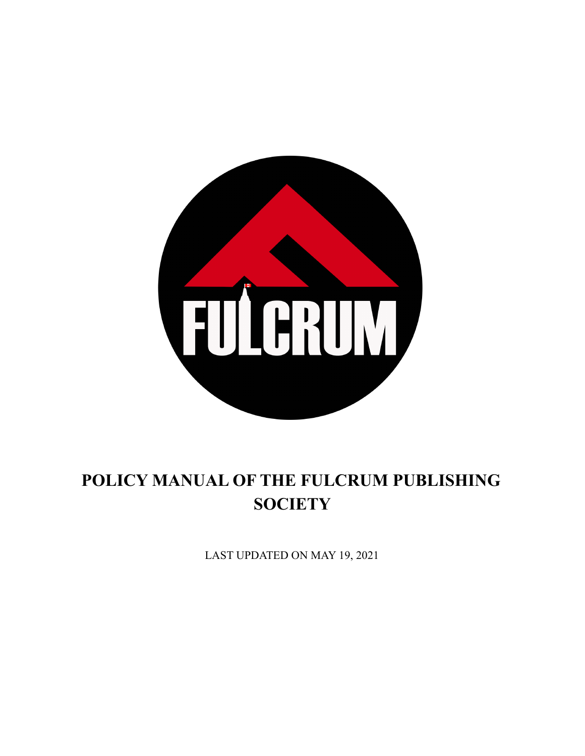# POLICY MANUAL OF THE FULCRUM PUBLISHING SOCIETY

LAST UPDATED ON MAY 19, 2021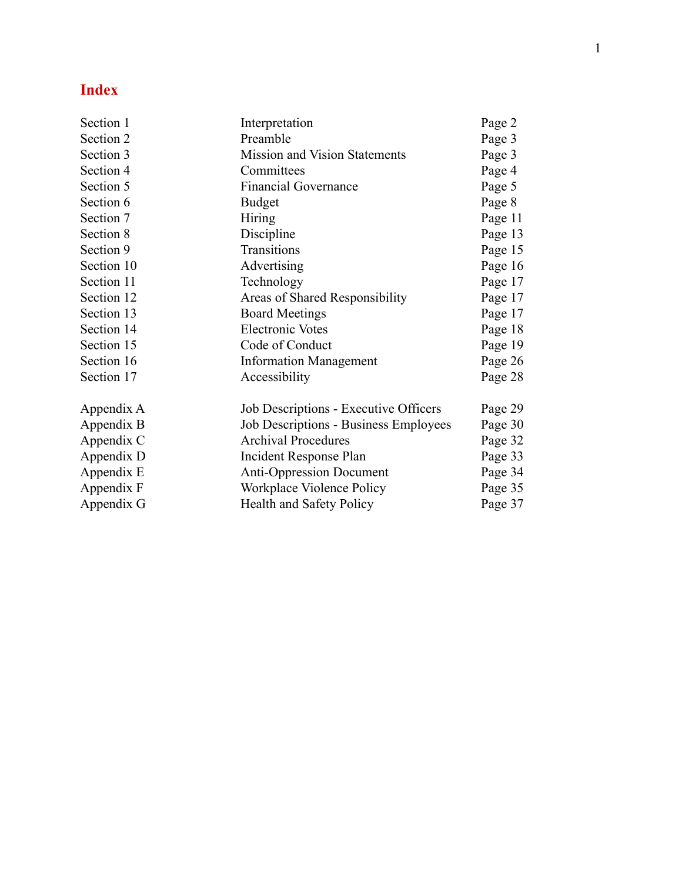# Index

| Section | Title | Page |
|---|---|---|
| Section 1 | Interpretation | Page 2 |
| Section 2 | Preamble | Page 3 |
| Section 3 | Mission and Vision Statements | Page 3 |
| Section 4 | Committees | Page 4 |
| Section 5 | Financial Governance | Page 5 |
| Section 6 | Budget | Page 8 |
| Section 7 | Hiring | Page 11 |
| Section 8 | Discipline | Page 13 |
| Section 9 | Transitions | Page 15 |
| Section 10 | Advertising | Page 16 |
| Section 11 | Technology | Page 17 |
| Section 12 | Areas of Shared Responsibility | Page 17 |
| Section 13 | Board Meetings | Page 17 |
| Section 14 | Electronic Votes | Page 18 |
| Section 15 | Code of Conduct | Page 19 |
| Section 16 | Information Management | Page 26 |
| Section 17 | Accessibility | Page 28 |
| Appendix A | Job Descriptions - Executive Officers | Page 29 |
| Appendix B | Job Descriptions - Business Employees | Page 30 |
| Appendix C | Archival Procedures | Page 32 |
| Appendix D | Incident Response Plan | Page 33 |
| Appendix E | Anti-Oppression Document | Page 34 |
| Appendix F | Workplace Violence Policy | Page 35 |
| Appendix G | Health and Safety Policy | Page 37 |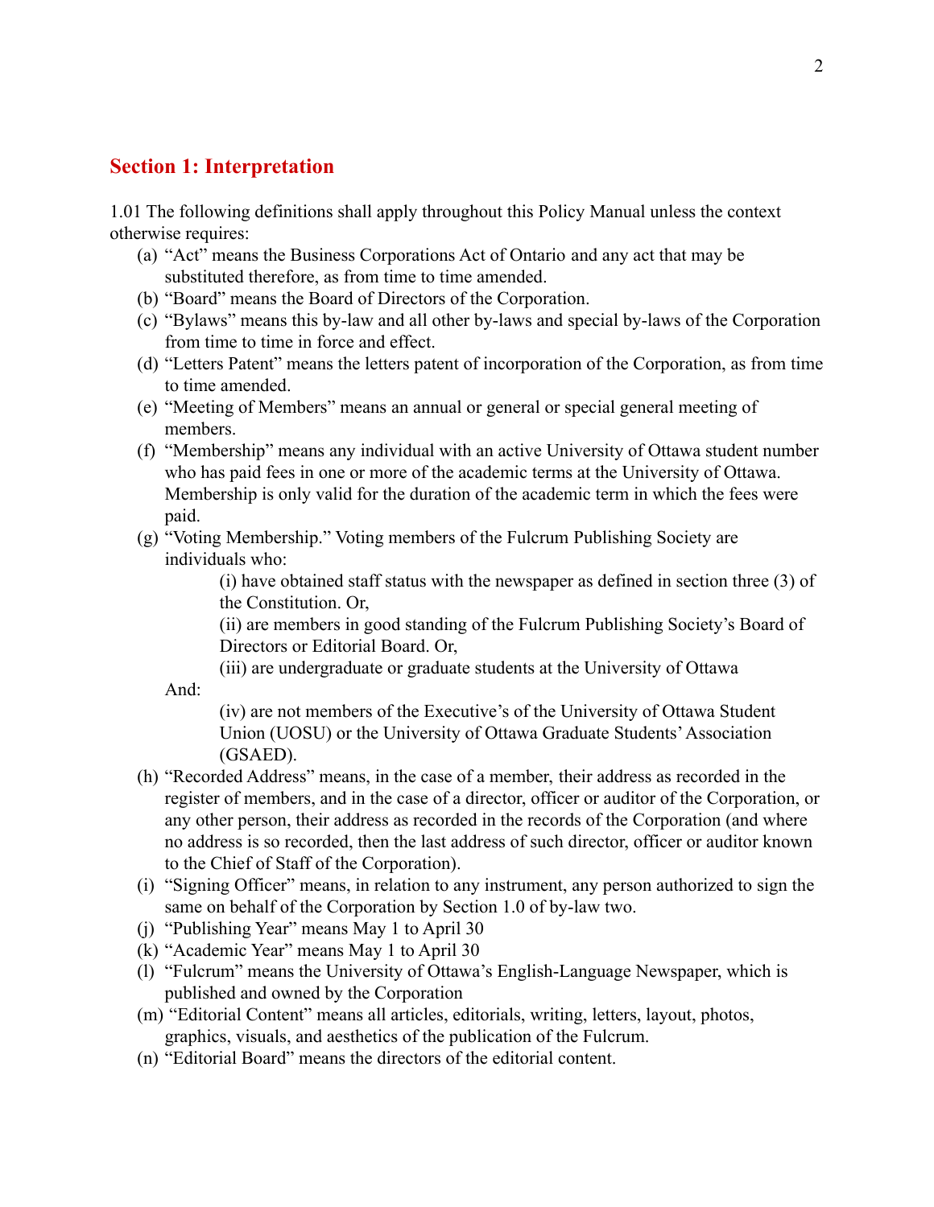## Section 1: Interpretation

1.01 The following definitions shall apply throughout this Policy Manual unless the context otherwise requires:

(a) "Act" means the Business Corporations Act of Ontario and any act that may be substituted therefore, as from time to time amended.

(b) "Board" means the Board of Directors of the Corporation.

(c) "Bylaws" means this by-law and all other by-laws and special by-laws of the Corporation from time to time in force and effect.

(d) "Letters Patent" means the letters patent of incorporation of the Corporation, as from time to time amended.

(e) "Meeting of Members" means an annual or general or special general meeting of members.

(f) "Membership" means any individual with an active University of Ottawa student number who has paid fees in one or more of the academic terms at the University of Ottawa. Membership is only valid for the duration of the academic term in which the fees were paid.

(g) "Voting Membership." Voting members of the Fulcrum Publishing Society are individuals who:

(i) have obtained staff status with the newspaper as defined in section three (3) of the Constitution. Or,

(ii) are members in good standing of the Fulcrum Publishing Society's Board of Directors or Editorial Board. Or,

(iii) are undergraduate or graduate students at the University of Ottawa

And:

(iv) are not members of the Executive's of the University of Ottawa Student Union (UOSU) or the University of Ottawa Graduate Students' Association (GSAED).

(h) "Recorded Address" means, in the case of a member, their address as recorded in the register of members, and in the case of a director, officer or auditor of the Corporation, or any other person, their address as recorded in the records of the Corporation (and where no address is so recorded, then the last address of such director, officer or auditor known to the Chief of Staff of the Corporation).

(i) "Signing Officer" means, in relation to any instrument, any person authorized to sign the same on behalf of the Corporation by Section 1.0 of by-law two.

(j) "Publishing Year" means May 1 to April 30

(k) "Academic Year" means May 1 to April 30

(l) "Fulcrum" means the University of Ottawa's English-Language Newspaper, which is published and owned by the Corporation

(m) "Editorial Content" means all articles, editorials, writing, letters, layout, photos, graphics, visuals, and aesthetics of the publication of the Fulcrum.

(n) "Editorial Board" means the directors of the editorial content.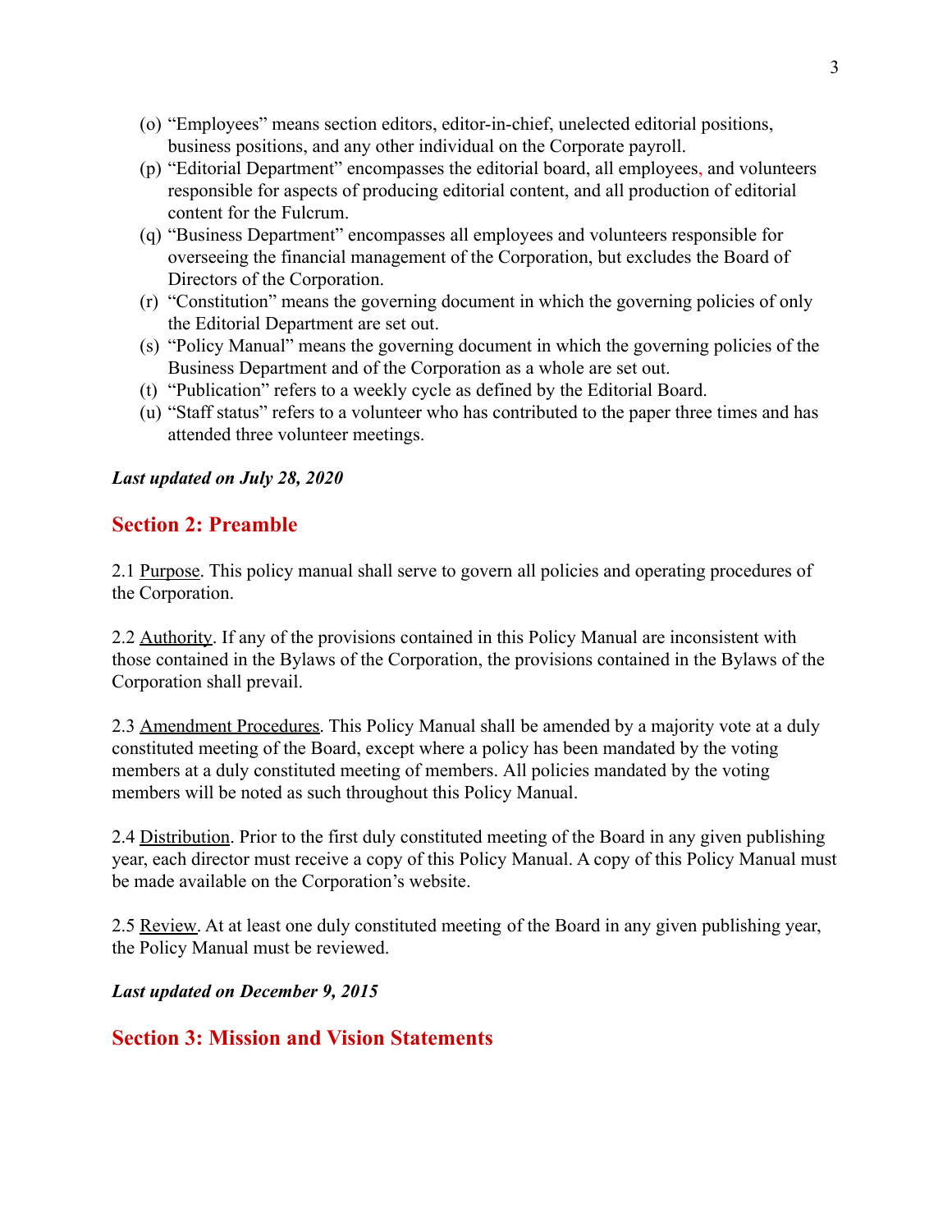(o) "Employees" means section editors, editor-in-chief, unelected editorial positions, business positions, and any other individual on the Corporate payroll.

(p) "Editorial Department" encompasses the editorial board, all employees, and volunteers responsible for aspects of producing editorial content, and all production of editorial content for the Fulcrum.

(q) "Business Department" encompasses all employees and volunteers responsible for overseeing the financial management of the Corporation, but excludes the Board of Directors of the Corporation.

(r) "Constitution" means the governing document in which the governing policies of only the Editorial Department are set out.

(s) "Policy Manual" means the governing document in which the governing policies of the Business Department and of the Corporation as a whole are set out.

(t) "Publication" refers to a weekly cycle as defined by the Editorial Board.

(u) "Staff status" refers to a volunteer who has contributed to the paper three times and has attended three volunteer meetings.

***Last updated on July 28, 2020***

## Section 2: Preamble

2.1 Purpose. This policy manual shall serve to govern all policies and operating procedures of the Corporation.

2.2 Authority. If any of the provisions contained in this Policy Manual are inconsistent with those contained in the Bylaws of the Corporation, the provisions contained in the Bylaws of the Corporation shall prevail.

2.3 Amendment Procedures. This Policy Manual shall be amended by a majority vote at a duly constituted meeting of the Board, except where a policy has been mandated by the voting members at a duly constituted meeting of members. All policies mandated by the voting members will be noted as such throughout this Policy Manual.

2.4 Distribution. Prior to the first duly constituted meeting of the Board in any given publishing year, each director must receive a copy of this Policy Manual. A copy of this Policy Manual must be made available on the Corporation's website.

2.5 Review. At at least one duly constituted meeting of the Board in any given publishing year, the Policy Manual must be reviewed.

***Last updated on December 9, 2015***

## Section 3: Mission and Vision Statements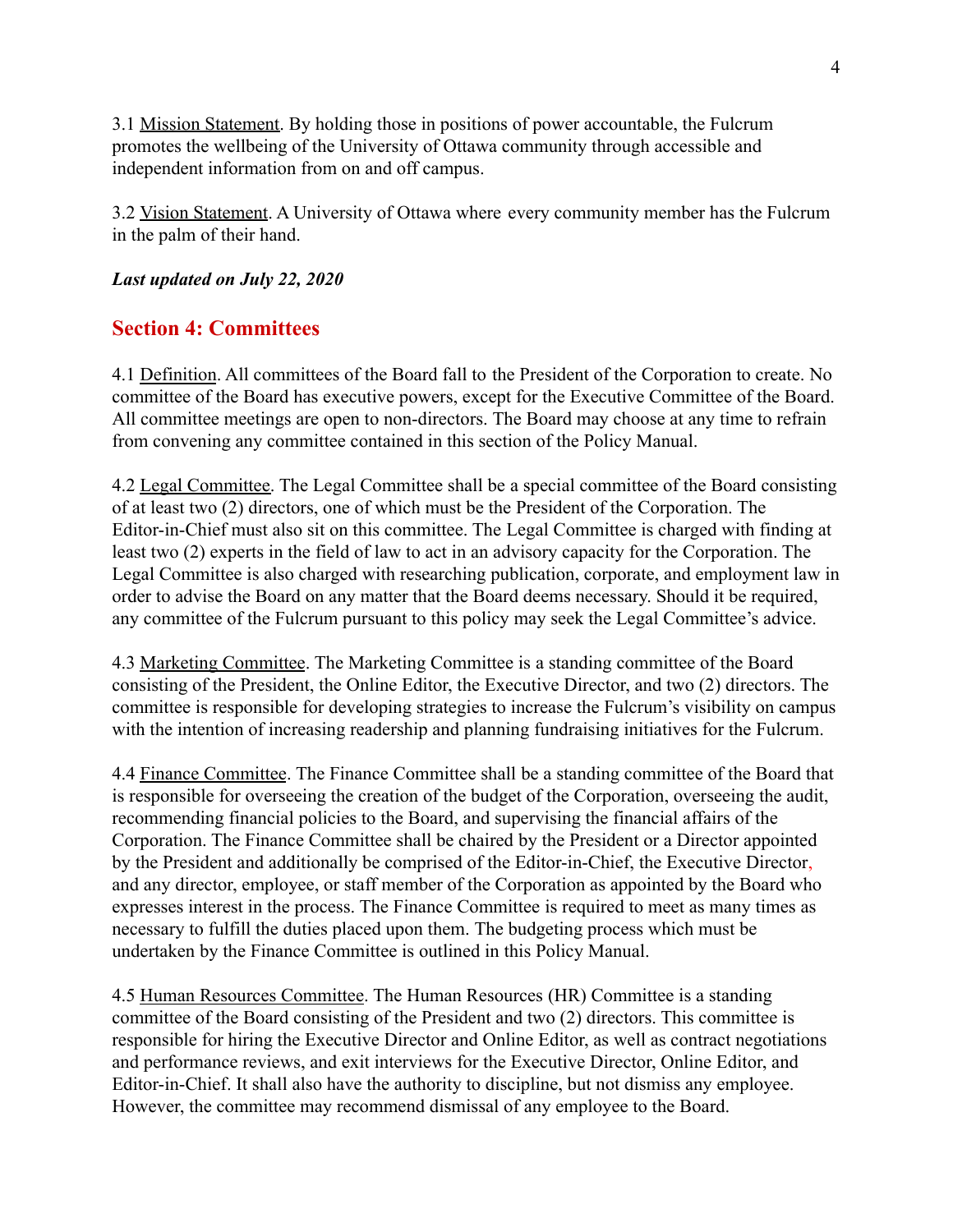3.1 Mission Statement. By holding those in positions of power accountable, the Fulcrum promotes the wellbeing of the University of Ottawa community through accessible and independent information from on and off campus.

3.2 Vision Statement. A University of Ottawa where every community member has the Fulcrum in the palm of their hand.

***Last updated on July 22, 2020***

## Section 4: Committees

4.1 Definition. All committees of the Board fall to the President of the Corporation to create. No committee of the Board has executive powers, except for the Executive Committee of the Board. All committee meetings are open to non-directors. The Board may choose at any time to refrain from convening any committee contained in this section of the Policy Manual.

4.2 Legal Committee. The Legal Committee shall be a special committee of the Board consisting of at least two (2) directors, one of which must be the President of the Corporation. The Editor-in-Chief must also sit on this committee. The Legal Committee is charged with finding at least two (2) experts in the field of law to act in an advisory capacity for the Corporation. The Legal Committee is also charged with researching publication, corporate, and employment law in order to advise the Board on any matter that the Board deems necessary. Should it be required, any committee of the Fulcrum pursuant to this policy may seek the Legal Committee's advice.

4.3 Marketing Committee. The Marketing Committee is a standing committee of the Board consisting of the President, the Online Editor, the Executive Director, and two (2) directors. The committee is responsible for developing strategies to increase the Fulcrum's visibility on campus with the intention of increasing readership and planning fundraising initiatives for the Fulcrum.

4.4 Finance Committee. The Finance Committee shall be a standing committee of the Board that is responsible for overseeing the creation of the budget of the Corporation, overseeing the audit, recommending financial policies to the Board, and supervising the financial affairs of the Corporation. The Finance Committee shall be chaired by the President or a Director appointed by the President and additionally be comprised of the Editor-in-Chief, the Executive Director, and any director, employee, or staff member of the Corporation as appointed by the Board who expresses interest in the process. The Finance Committee is required to meet as many times as necessary to fulfill the duties placed upon them. The budgeting process which must be undertaken by the Finance Committee is outlined in this Policy Manual.

4.5 Human Resources Committee. The Human Resources (HR) Committee is a standing committee of the Board consisting of the President and two (2) directors. This committee is responsible for hiring the Executive Director and Online Editor, as well as contract negotiations and performance reviews, and exit interviews for the Executive Director, Online Editor, and Editor-in-Chief. It shall also have the authority to discipline, but not dismiss any employee. However, the committee may recommend dismissal of any employee to the Board.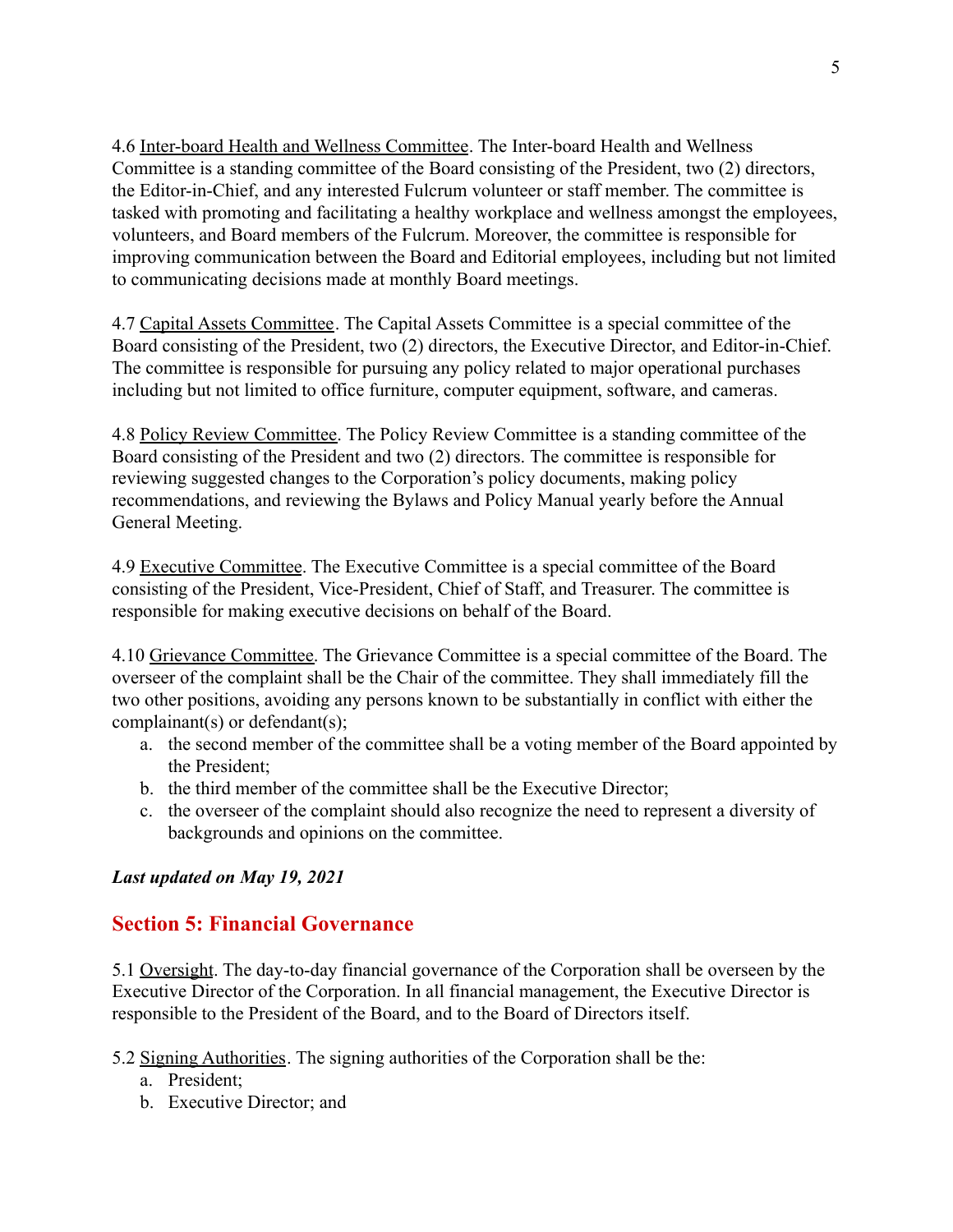4.6 Inter-board Health and Wellness Committee. The Inter-board Health and Wellness Committee is a standing committee of the Board consisting of the President, two (2) directors, the Editor-in-Chief, and any interested Fulcrum volunteer or staff member. The committee is tasked with promoting and facilitating a healthy workplace and wellness amongst the employees, volunteers, and Board members of the Fulcrum. Moreover, the committee is responsible for improving communication between the Board and Editorial employees, including but not limited to communicating decisions made at monthly Board meetings.

4.7 Capital Assets Committee. The Capital Assets Committee is a special committee of the Board consisting of the President, two (2) directors, the Executive Director, and Editor-in-Chief. The committee is responsible for pursuing any policy related to major operational purchases including but not limited to office furniture, computer equipment, software, and cameras.

4.8 Policy Review Committee. The Policy Review Committee is a standing committee of the Board consisting of the President and two (2) directors. The committee is responsible for reviewing suggested changes to the Corporation's policy documents, making policy recommendations, and reviewing the Bylaws and Policy Manual yearly before the Annual General Meeting.

4.9 Executive Committee. The Executive Committee is a special committee of the Board consisting of the President, Vice-President, Chief of Staff, and Treasurer. The committee is responsible for making executive decisions on behalf of the Board.

4.10 Grievance Committee. The Grievance Committee is a special committee of the Board. The overseer of the complaint shall be the Chair of the committee. They shall immediately fill the two other positions, avoiding any persons known to be substantially in conflict with either the complainant(s) or defendant(s);

a. the second member of the committee shall be a voting member of the Board appointed by the President;
b. the third member of the committee shall be the Executive Director;
c. the overseer of the complaint should also recognize the need to represent a diversity of backgrounds and opinions on the committee.

***Last updated on May 19, 2021***

## Section 5: Financial Governance

5.1 Oversight. The day-to-day financial governance of the Corporation shall be overseen by the Executive Director of the Corporation. In all financial management, the Executive Director is responsible to the President of the Board, and to the Board of Directors itself.

5.2 Signing Authorities. The signing authorities of the Corporation shall be the:

a. President;
b. Executive Director; and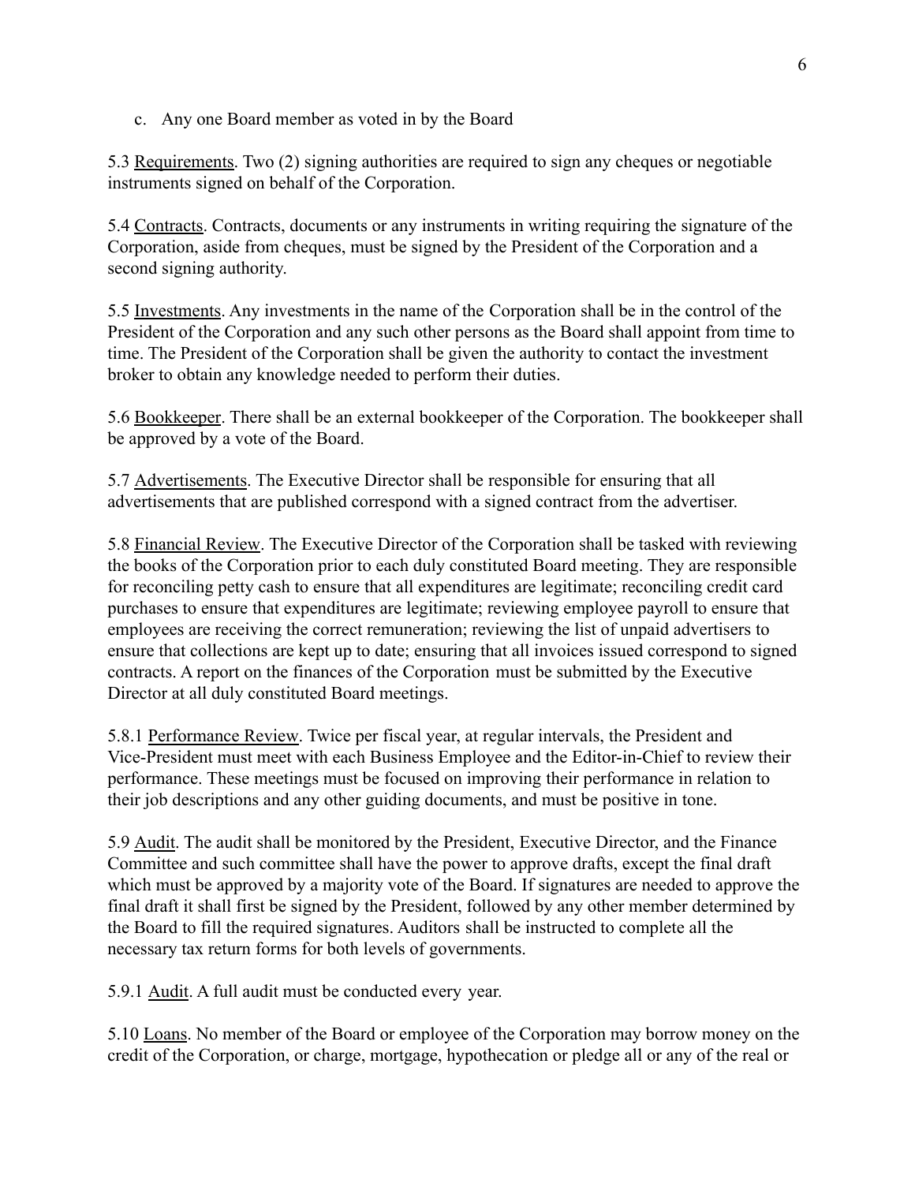c. Any one Board member as voted in by the Board

5.3 <u>Requirements</u>. Two (2) signing authorities are required to sign any cheques or negotiable instruments signed on behalf of the Corporation.

5.4 <u>Contracts</u>. Contracts, documents or any instruments in writing requiring the signature of the Corporation, aside from cheques, must be signed by the President of the Corporation and a second signing authority.

5.5 <u>Investments</u>. Any investments in the name of the Corporation shall be in the control of the President of the Corporation and any such other persons as the Board shall appoint from time to time. The President of the Corporation shall be given the authority to contact the investment broker to obtain any knowledge needed to perform their duties.

5.6 <u>Bookkeeper</u>. There shall be an external bookkeeper of the Corporation. The bookkeeper shall be approved by a vote of the Board.

5.7 <u>Advertisements</u>. The Executive Director shall be responsible for ensuring that all advertisements that are published correspond with a signed contract from the advertiser.

5.8 <u>Financial Review</u>. The Executive Director of the Corporation shall be tasked with reviewing the books of the Corporation prior to each duly constituted Board meeting. They are responsible for reconciling petty cash to ensure that all expenditures are legitimate; reconciling credit card purchases to ensure that expenditures are legitimate; reviewing employee payroll to ensure that employees are receiving the correct remuneration; reviewing the list of unpaid advertisers to ensure that collections are kept up to date; ensuring that all invoices issued correspond to signed contracts. A report on the finances of the Corporation must be submitted by the Executive Director at all duly constituted Board meetings.

5.8.1 <u>Performance Review</u>. Twice per fiscal year, at regular intervals, the President and Vice-President must meet with each Business Employee and the Editor-in-Chief to review their performance. These meetings must be focused on improving their performance in relation to their job descriptions and any other guiding documents, and must be positive in tone.

5.9 <u>Audit</u>. The audit shall be monitored by the President, Executive Director, and the Finance Committee and such committee shall have the power to approve drafts, except the final draft which must be approved by a majority vote of the Board. If signatures are needed to approve the final draft it shall first be signed by the President, followed by any other member determined by the Board to fill the required signatures. Auditors shall be instructed to complete all the necessary tax return forms for both levels of governments.

5.9.1 <u>Audit</u>. A full audit must be conducted every year.

5.10 <u>Loans</u>. No member of the Board or employee of the Corporation may borrow money on the credit of the Corporation, or charge, mortgage, hypothecation or pledge all or any of the real or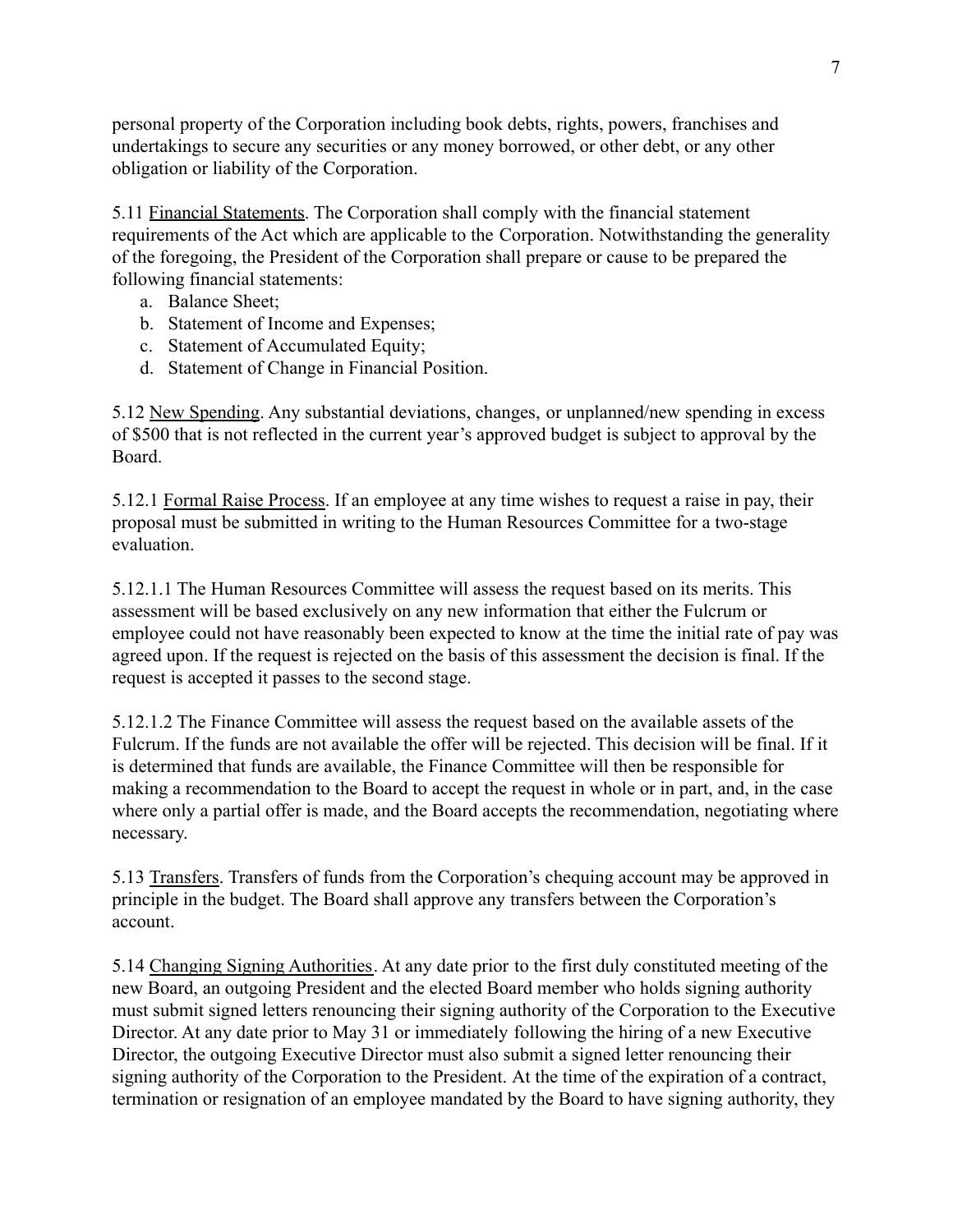personal property of the Corporation including book debts, rights, powers, franchises and undertakings to secure any securities or any money borrowed, or other debt, or any other obligation or liability of the Corporation.

5.11 Financial Statements. The Corporation shall comply with the financial statement requirements of the Act which are applicable to the Corporation. Notwithstanding the generality of the foregoing, the President of the Corporation shall prepare or cause to be prepared the following financial statements:

a. Balance Sheet;
b. Statement of Income and Expenses;
c. Statement of Accumulated Equity;
d. Statement of Change in Financial Position.

5.12 New Spending. Any substantial deviations, changes, or unplanned/new spending in excess of $500 that is not reflected in the current year's approved budget is subject to approval by the Board.

5.12.1 Formal Raise Process. If an employee at any time wishes to request a raise in pay, their proposal must be submitted in writing to the Human Resources Committee for a two-stage evaluation.

5.12.1.1 The Human Resources Committee will assess the request based on its merits. This assessment will be based exclusively on any new information that either the Fulcrum or employee could not have reasonably been expected to know at the time the initial rate of pay was agreed upon. If the request is rejected on the basis of this assessment the decision is final. If the request is accepted it passes to the second stage.

5.12.1.2 The Finance Committee will assess the request based on the available assets of the Fulcrum. If the funds are not available the offer will be rejected. This decision will be final. If it is determined that funds are available, the Finance Committee will then be responsible for making a recommendation to the Board to accept the request in whole or in part, and, in the case where only a partial offer is made, and the Board accepts the recommendation, negotiating where necessary.

5.13 Transfers. Transfers of funds from the Corporation's chequing account may be approved in principle in the budget. The Board shall approve any transfers between the Corporation's account.

5.14 Changing Signing Authorities. At any date prior to the first duly constituted meeting of the new Board, an outgoing President and the elected Board member who holds signing authority must submit signed letters renouncing their signing authority of the Corporation to the Executive Director. At any date prior to May 31 or immediately following the hiring of a new Executive Director, the outgoing Executive Director must also submit a signed letter renouncing their signing authority of the Corporation to the President. At the time of the expiration of a contract, termination or resignation of an employee mandated by the Board to have signing authority, they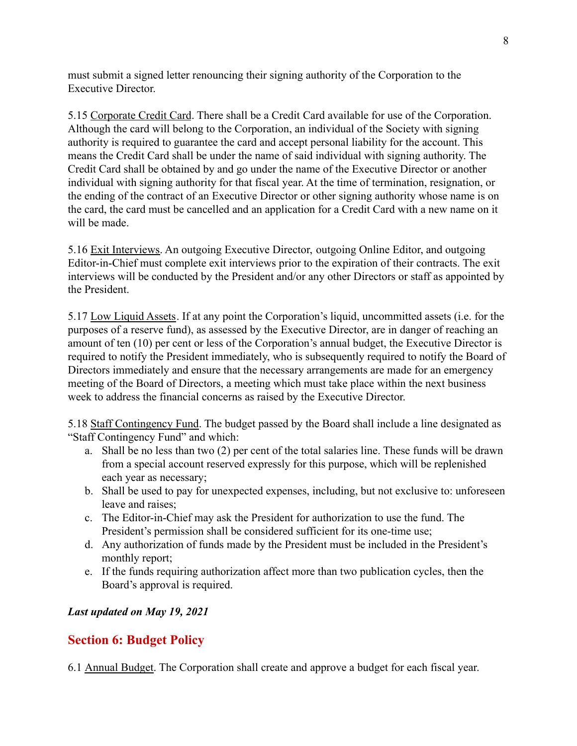must submit a signed letter renouncing their signing authority of the Corporation to the Executive Director.

5.15 Corporate Credit Card. There shall be a Credit Card available for use of the Corporation. Although the card will belong to the Corporation, an individual of the Society with signing authority is required to guarantee the card and accept personal liability for the account. This means the Credit Card shall be under the name of said individual with signing authority. The Credit Card shall be obtained by and go under the name of the Executive Director or another individual with signing authority for that fiscal year. At the time of termination, resignation, or the ending of the contract of an Executive Director or other signing authority whose name is on the card, the card must be cancelled and an application for a Credit Card with a new name on it will be made.

5.16 Exit Interviews. An outgoing Executive Director, outgoing Online Editor, and outgoing Editor-in-Chief must complete exit interviews prior to the expiration of their contracts. The exit interviews will be conducted by the President and/or any other Directors or staff as appointed by the President.

5.17 Low Liquid Assets. If at any point the Corporation's liquid, uncommitted assets (i.e. for the purposes of a reserve fund), as assessed by the Executive Director, are in danger of reaching an amount of ten (10) per cent or less of the Corporation's annual budget, the Executive Director is required to notify the President immediately, who is subsequently required to notify the Board of Directors immediately and ensure that the necessary arrangements are made for an emergency meeting of the Board of Directors, a meeting which must take place within the next business week to address the financial concerns as raised by the Executive Director.

5.18 Staff Contingency Fund. The budget passed by the Board shall include a line designated as "Staff Contingency Fund" and which:

a. Shall be no less than two (2) per cent of the total salaries line. These funds will be drawn from a special account reserved expressly for this purpose, which will be replenished each year as necessary;
b. Shall be used to pay for unexpected expenses, including, but not exclusive to: unforeseen leave and raises;
c. The Editor-in-Chief may ask the President for authorization to use the fund. The President's permission shall be considered sufficient for its one-time use;
d. Any authorization of funds made by the President must be included in the President's monthly report;
e. If the funds requiring authorization affect more than two publication cycles, then the Board's approval is required.

***Last updated on May 19, 2021***

## Section 6: Budget Policy

6.1 Annual Budget. The Corporation shall create and approve a budget for each fiscal year.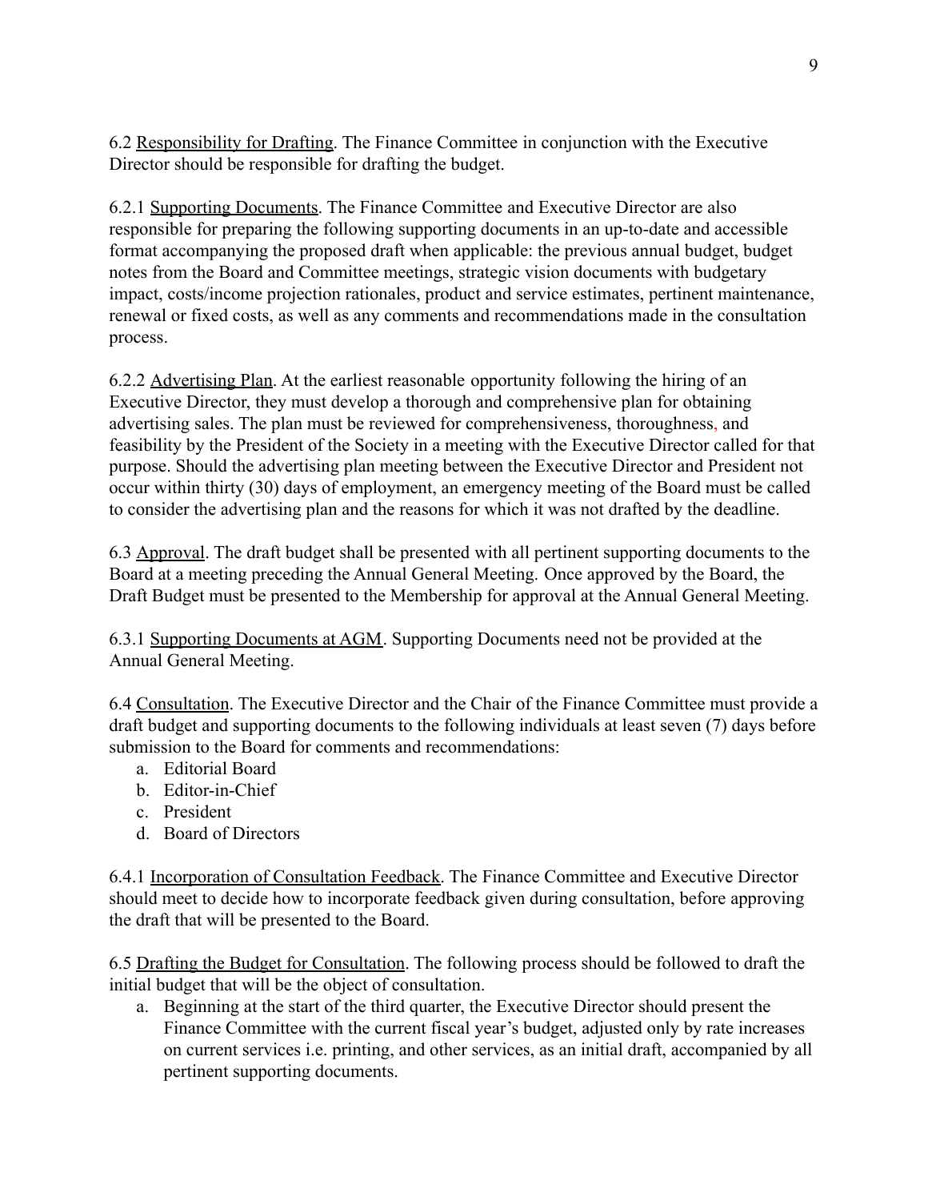6.2 Responsibility for Drafting. The Finance Committee in conjunction with the Executive Director should be responsible for drafting the budget.

6.2.1 Supporting Documents. The Finance Committee and Executive Director are also responsible for preparing the following supporting documents in an up-to-date and accessible format accompanying the proposed draft when applicable: the previous annual budget, budget notes from the Board and Committee meetings, strategic vision documents with budgetary impact, costs/income projection rationales, product and service estimates, pertinent maintenance, renewal or fixed costs, as well as any comments and recommendations made in the consultation process.

6.2.2 Advertising Plan. At the earliest reasonable opportunity following the hiring of an Executive Director, they must develop a thorough and comprehensive plan for obtaining advertising sales. The plan must be reviewed for comprehensiveness, thoroughness, and feasibility by the President of the Society in a meeting with the Executive Director called for that purpose. Should the advertising plan meeting between the Executive Director and President not occur within thirty (30) days of employment, an emergency meeting of the Board must be called to consider the advertising plan and the reasons for which it was not drafted by the deadline.

6.3 Approval. The draft budget shall be presented with all pertinent supporting documents to the Board at a meeting preceding the Annual General Meeting. Once approved by the Board, the Draft Budget must be presented to the Membership for approval at the Annual General Meeting.

6.3.1 Supporting Documents at AGM. Supporting Documents need not be provided at the Annual General Meeting.

6.4 Consultation. The Executive Director and the Chair of the Finance Committee must provide a draft budget and supporting documents to the following individuals at least seven (7) days before submission to the Board for comments and recommendations:

a. Editorial Board
b. Editor-in-Chief
c. President
d. Board of Directors

6.4.1 Incorporation of Consultation Feedback. The Finance Committee and Executive Director should meet to decide how to incorporate feedback given during consultation, before approving the draft that will be presented to the Board.

6.5 Drafting the Budget for Consultation. The following process should be followed to draft the initial budget that will be the object of consultation.

a. Beginning at the start of the third quarter, the Executive Director should present the Finance Committee with the current fiscal year's budget, adjusted only by rate increases on current services i.e. printing, and other services, as an initial draft, accompanied by all pertinent supporting documents.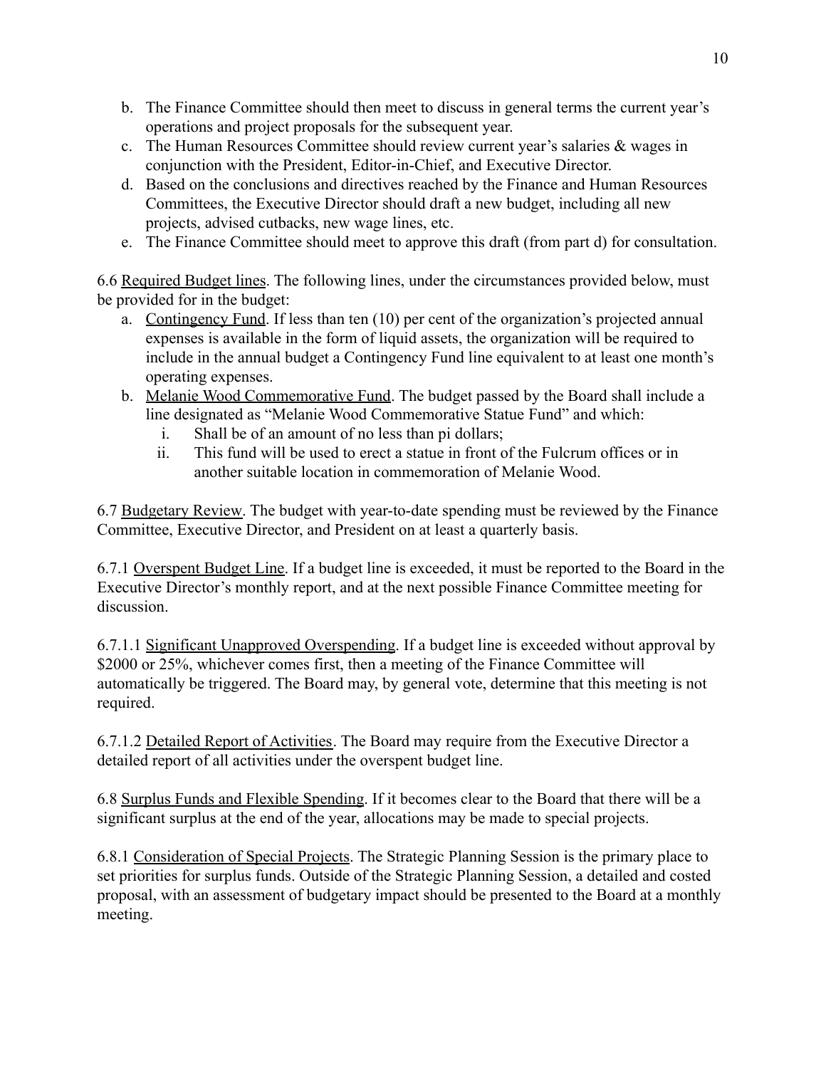b. The Finance Committee should then meet to discuss in general terms the current year's operations and project proposals for the subsequent year.
c. The Human Resources Committee should review current year's salaries & wages in conjunction with the President, Editor-in-Chief, and Executive Director.
d. Based on the conclusions and directives reached by the Finance and Human Resources Committees, the Executive Director should draft a new budget, including all new projects, advised cutbacks, new wage lines, etc.
e. The Finance Committee should meet to approve this draft (from part d) for consultation.

6.6 <u>Required Budget lines</u>. The following lines, under the circumstances provided below, must be provided for in the budget:

a. <u>Contingency Fund</u>. If less than ten (10) per cent of the organization's projected annual expenses is available in the form of liquid assets, the organization will be required to include in the annual budget a Contingency Fund line equivalent to at least one month's operating expenses.
b. <u>Melanie Wood Commemorative Fund</u>. The budget passed by the Board shall include a line designated as "Melanie Wood Commemorative Statue Fund" and which:
    i. Shall be of an amount of no less than pi dollars;
    ii. This fund will be used to erect a statue in front of the Fulcrum offices or in another suitable location in commemoration of Melanie Wood.

6.7 <u>Budgetary Review</u>. The budget with year-to-date spending must be reviewed by the Finance Committee, Executive Director, and President on at least a quarterly basis.

6.7.1 <u>Overspent Budget Line</u>. If a budget line is exceeded, it must be reported to the Board in the Executive Director's monthly report, and at the next possible Finance Committee meeting for discussion.

6.7.1.1 <u>Significant Unapproved Overspending</u>. If a budget line is exceeded without approval by $2000 or 25%, whichever comes first, then a meeting of the Finance Committee will automatically be triggered. The Board may, by general vote, determine that this meeting is not required.

6.7.1.2 <u>Detailed Report of Activities</u>. The Board may require from the Executive Director a detailed report of all activities under the overspent budget line.

6.8 <u>Surplus Funds and Flexible Spending</u>. If it becomes clear to the Board that there will be a significant surplus at the end of the year, allocations may be made to special projects.

6.8.1 <u>Consideration of Special Projects</u>. The Strategic Planning Session is the primary place to set priorities for surplus funds. Outside of the Strategic Planning Session, a detailed and costed proposal, with an assessment of budgetary impact should be presented to the Board at a monthly meeting.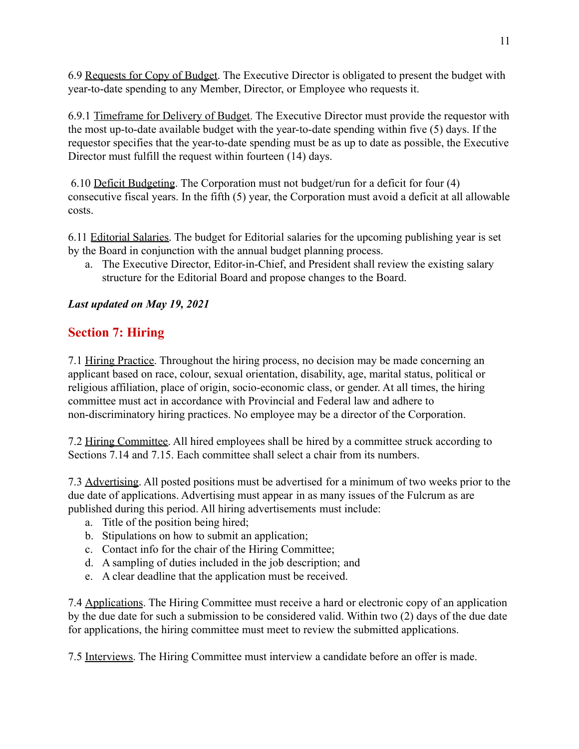6.9 Requests for Copy of Budget. The Executive Director is obligated to present the budget with year-to-date spending to any Member, Director, or Employee who requests it.

6.9.1 Timeframe for Delivery of Budget. The Executive Director must provide the requestor with the most up-to-date available budget with the year-to-date spending within five (5) days. If the requestor specifies that the year-to-date spending must be as up to date as possible, the Executive Director must fulfill the request within fourteen (14) days.

6.10 Deficit Budgeting. The Corporation must not budget/run for a deficit for four (4) consecutive fiscal years. In the fifth (5) year, the Corporation must avoid a deficit at all allowable costs.

6.11 Editorial Salaries. The budget for Editorial salaries for the upcoming publishing year is set by the Board in conjunction with the annual budget planning process.

a. The Executive Director, Editor-in-Chief, and President shall review the existing salary structure for the Editorial Board and propose changes to the Board.

***Last updated on May 19, 2021***

## Section 7: Hiring

7.1 Hiring Practice. Throughout the hiring process, no decision may be made concerning an applicant based on race, colour, sexual orientation, disability, age, marital status, political or religious affiliation, place of origin, socio-economic class, or gender. At all times, the hiring committee must act in accordance with Provincial and Federal law and adhere to non-discriminatory hiring practices. No employee may be a director of the Corporation.

7.2 Hiring Committee. All hired employees shall be hired by a committee struck according to Sections 7.14 and 7.15. Each committee shall select a chair from its numbers.

7.3 Advertising. All posted positions must be advertised for a minimum of two weeks prior to the due date of applications. Advertising must appear in as many issues of the Fulcrum as are published during this period. All hiring advertisements must include:

a. Title of the position being hired;
b. Stipulations on how to submit an application;
c. Contact info for the chair of the Hiring Committee;
d. A sampling of duties included in the job description; and
e. A clear deadline that the application must be received.

7.4 Applications. The Hiring Committee must receive a hard or electronic copy of an application by the due date for such a submission to be considered valid. Within two (2) days of the due date for applications, the hiring committee must meet to review the submitted applications.

7.5 Interviews. The Hiring Committee must interview a candidate before an offer is made.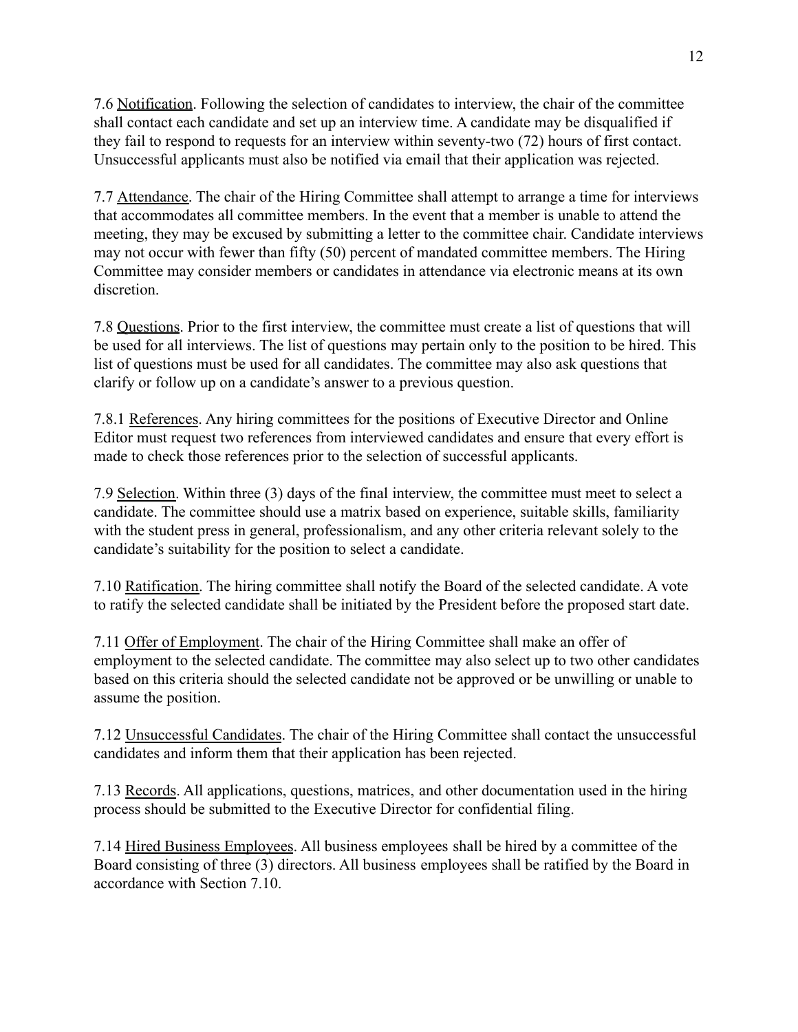7.6 Notification. Following the selection of candidates to interview, the chair of the committee shall contact each candidate and set up an interview time. A candidate may be disqualified if they fail to respond to requests for an interview within seventy-two (72) hours of first contact. Unsuccessful applicants must also be notified via email that their application was rejected.

7.7 Attendance. The chair of the Hiring Committee shall attempt to arrange a time for interviews that accommodates all committee members. In the event that a member is unable to attend the meeting, they may be excused by submitting a letter to the committee chair. Candidate interviews may not occur with fewer than fifty (50) percent of mandated committee members. The Hiring Committee may consider members or candidates in attendance via electronic means at its own discretion.

7.8 Questions. Prior to the first interview, the committee must create a list of questions that will be used for all interviews. The list of questions may pertain only to the position to be hired. This list of questions must be used for all candidates. The committee may also ask questions that clarify or follow up on a candidate's answer to a previous question.

7.8.1 References. Any hiring committees for the positions of Executive Director and Online Editor must request two references from interviewed candidates and ensure that every effort is made to check those references prior to the selection of successful applicants.

7.9 Selection. Within three (3) days of the final interview, the committee must meet to select a candidate. The committee should use a matrix based on experience, suitable skills, familiarity with the student press in general, professionalism, and any other criteria relevant solely to the candidate's suitability for the position to select a candidate.

7.10 Ratification. The hiring committee shall notify the Board of the selected candidate. A vote to ratify the selected candidate shall be initiated by the President before the proposed start date.

7.11 Offer of Employment. The chair of the Hiring Committee shall make an offer of employment to the selected candidate. The committee may also select up to two other candidates based on this criteria should the selected candidate not be approved or be unwilling or unable to assume the position.

7.12 Unsuccessful Candidates. The chair of the Hiring Committee shall contact the unsuccessful candidates and inform them that their application has been rejected.

7.13 Records. All applications, questions, matrices, and other documentation used in the hiring process should be submitted to the Executive Director for confidential filing.

7.14 Hired Business Employees. All business employees shall be hired by a committee of the Board consisting of three (3) directors. All business employees shall be ratified by the Board in accordance with Section 7.10.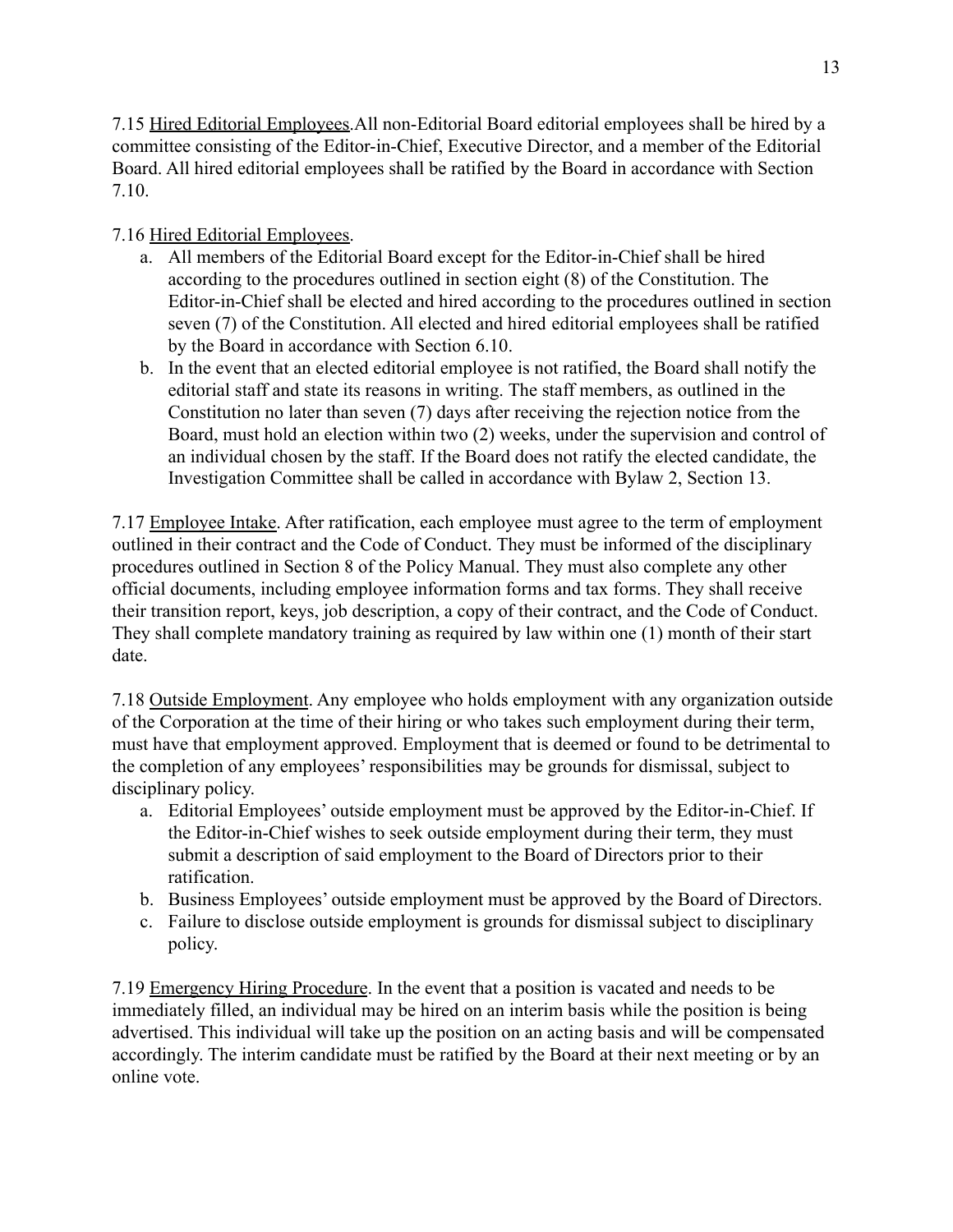7.15 Hired Editorial Employees.All non-Editorial Board editorial employees shall be hired by a committee consisting of the Editor-in-Chief, Executive Director, and a member of the Editorial Board. All hired editorial employees shall be ratified by the Board in accordance with Section 7.10.

7.16 Hired Editorial Employees.

a. All members of the Editorial Board except for the Editor-in-Chief shall be hired according to the procedures outlined in section eight (8) of the Constitution. The Editor-in-Chief shall be elected and hired according to the procedures outlined in section seven (7) of the Constitution. All elected and hired editorial employees shall be ratified by the Board in accordance with Section 6.10.
b. In the event that an elected editorial employee is not ratified, the Board shall notify the editorial staff and state its reasons in writing. The staff members, as outlined in the Constitution no later than seven (7) days after receiving the rejection notice from the Board, must hold an election within two (2) weeks, under the supervision and control of an individual chosen by the staff. If the Board does not ratify the elected candidate, the Investigation Committee shall be called in accordance with Bylaw 2, Section 13.

7.17 Employee Intake. After ratification, each employee must agree to the term of employment outlined in their contract and the Code of Conduct. They must be informed of the disciplinary procedures outlined in Section 8 of the Policy Manual. They must also complete any other official documents, including employee information forms and tax forms. They shall receive their transition report, keys, job description, a copy of their contract, and the Code of Conduct. They shall complete mandatory training as required by law within one (1) month of their start date.

7.18 Outside Employment. Any employee who holds employment with any organization outside of the Corporation at the time of their hiring or who takes such employment during their term, must have that employment approved. Employment that is deemed or found to be detrimental to the completion of any employees' responsibilities may be grounds for dismissal, subject to disciplinary policy.

a. Editorial Employees' outside employment must be approved by the Editor-in-Chief. If the Editor-in-Chief wishes to seek outside employment during their term, they must submit a description of said employment to the Board of Directors prior to their ratification.
b. Business Employees' outside employment must be approved by the Board of Directors.
c. Failure to disclose outside employment is grounds for dismissal subject to disciplinary policy.

7.19 Emergency Hiring Procedure. In the event that a position is vacated and needs to be immediately filled, an individual may be hired on an interim basis while the position is being advertised. This individual will take up the position on an acting basis and will be compensated accordingly. The interim candidate must be ratified by the Board at their next meeting or by an online vote.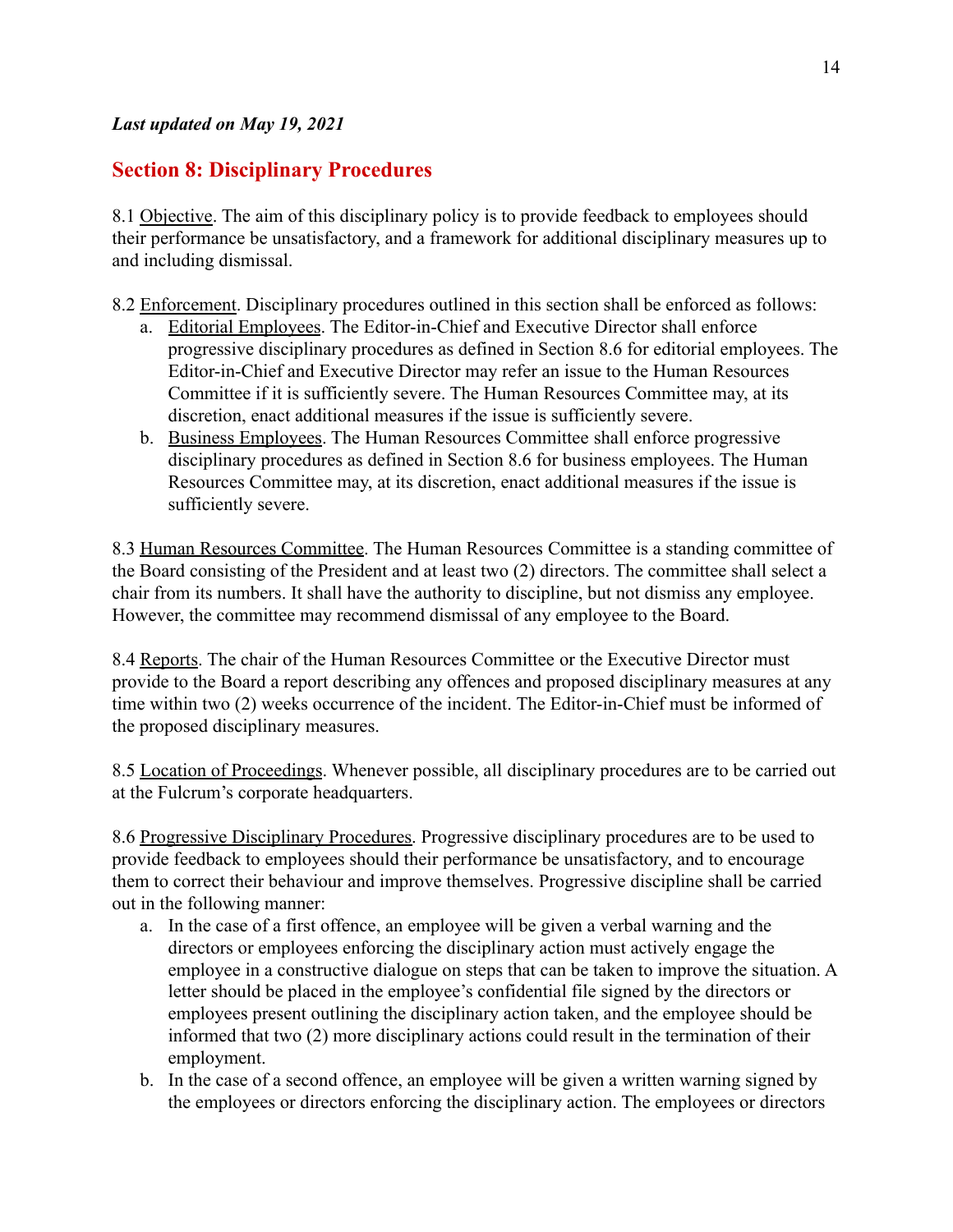*Last updated on May 19, 2021*

## Section 8: Disciplinary Procedures

8.1 Objective. The aim of this disciplinary policy is to provide feedback to employees should their performance be unsatisfactory, and a framework for additional disciplinary measures up to and including dismissal.

8.2 Enforcement. Disciplinary procedures outlined in this section shall be enforced as follows:

a. Editorial Employees. The Editor-in-Chief and Executive Director shall enforce progressive disciplinary procedures as defined in Section 8.6 for editorial employees. The Editor-in-Chief and Executive Director may refer an issue to the Human Resources Committee if it is sufficiently severe. The Human Resources Committee may, at its discretion, enact additional measures if the issue is sufficiently severe.
b. Business Employees. The Human Resources Committee shall enforce progressive disciplinary procedures as defined in Section 8.6 for business employees. The Human Resources Committee may, at its discretion, enact additional measures if the issue is sufficiently severe.

8.3 Human Resources Committee. The Human Resources Committee is a standing committee of the Board consisting of the President and at least two (2) directors. The committee shall select a chair from its numbers. It shall have the authority to discipline, but not dismiss any employee. However, the committee may recommend dismissal of any employee to the Board.

8.4 Reports. The chair of the Human Resources Committee or the Executive Director must provide to the Board a report describing any offences and proposed disciplinary measures at any time within two (2) weeks occurrence of the incident. The Editor-in-Chief must be informed of the proposed disciplinary measures.

8.5 Location of Proceedings. Whenever possible, all disciplinary procedures are to be carried out at the Fulcrum's corporate headquarters.

8.6 Progressive Disciplinary Procedures. Progressive disciplinary procedures are to be used to provide feedback to employees should their performance be unsatisfactory, and to encourage them to correct their behaviour and improve themselves. Progressive discipline shall be carried out in the following manner:

a. In the case of a first offence, an employee will be given a verbal warning and the directors or employees enforcing the disciplinary action must actively engage the employee in a constructive dialogue on steps that can be taken to improve the situation. A letter should be placed in the employee's confidential file signed by the directors or employees present outlining the disciplinary action taken, and the employee should be informed that two (2) more disciplinary actions could result in the termination of their employment.
b. In the case of a second offence, an employee will be given a written warning signed by the employees or directors enforcing the disciplinary action. The employees or directors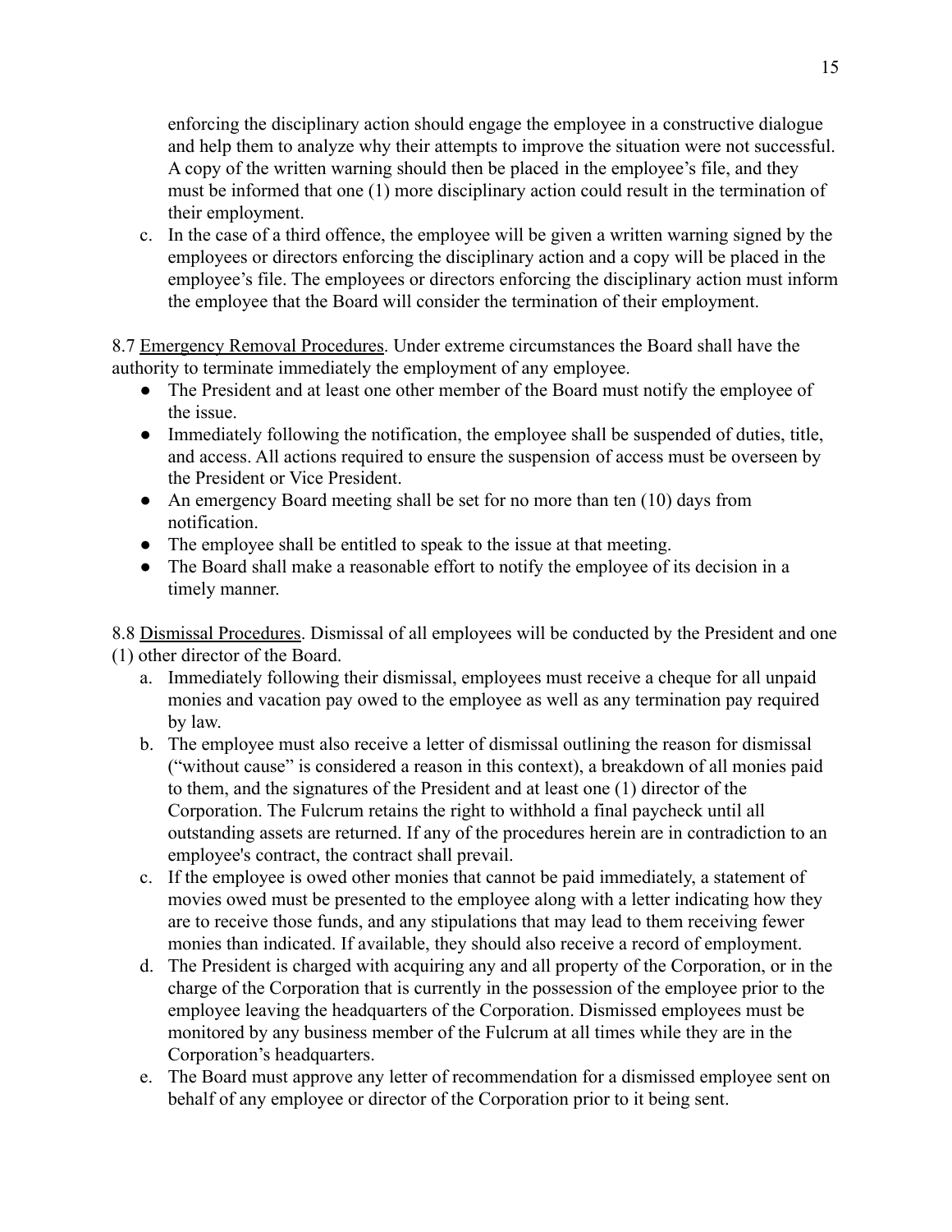enforcing the disciplinary action should engage the employee in a constructive dialogue and help them to analyze why their attempts to improve the situation were not successful. A copy of the written warning should then be placed in the employee's file, and they must be informed that one (1) more disciplinary action could result in the termination of their employment.

c. In the case of a third offence, the employee will be given a written warning signed by the employees or directors enforcing the disciplinary action and a copy will be placed in the employee's file. The employees or directors enforcing the disciplinary action must inform the employee that the Board will consider the termination of their employment.

8.7 <u>Emergency Removal Procedures</u>. Under extreme circumstances the Board shall have the authority to terminate immediately the employment of any employee.

- The President and at least one other member of the Board must notify the employee of the issue.
- Immediately following the notification, the employee shall be suspended of duties, title, and access. All actions required to ensure the suspension of access must be overseen by the President or Vice President.
- An emergency Board meeting shall be set for no more than ten (10) days from notification.
- The employee shall be entitled to speak to the issue at that meeting.
- The Board shall make a reasonable effort to notify the employee of its decision in a timely manner.

8.8 <u>Dismissal Procedures</u>. Dismissal of all employees will be conducted by the President and one (1) other director of the Board.

a. Immediately following their dismissal, employees must receive a cheque for all unpaid monies and vacation pay owed to the employee as well as any termination pay required by law.
b. The employee must also receive a letter of dismissal outlining the reason for dismissal ("without cause" is considered a reason in this context), a breakdown of all monies paid to them, and the signatures of the President and at least one (1) director of the Corporation. The Fulcrum retains the right to withhold a final paycheck until all outstanding assets are returned. If any of the procedures herein are in contradiction to an employee's contract, the contract shall prevail.
c. If the employee is owed other monies that cannot be paid immediately, a statement of movies owed must be presented to the employee along with a letter indicating how they are to receive those funds, and any stipulations that may lead to them receiving fewer monies than indicated. If available, they should also receive a record of employment.
d. The President is charged with acquiring any and all property of the Corporation, or in the charge of the Corporation that is currently in the possession of the employee prior to the employee leaving the headquarters of the Corporation. Dismissed employees must be monitored by any business member of the Fulcrum at all times while they are in the Corporation's headquarters.
e. The Board must approve any letter of recommendation for a dismissed employee sent on behalf of any employee or director of the Corporation prior to it being sent.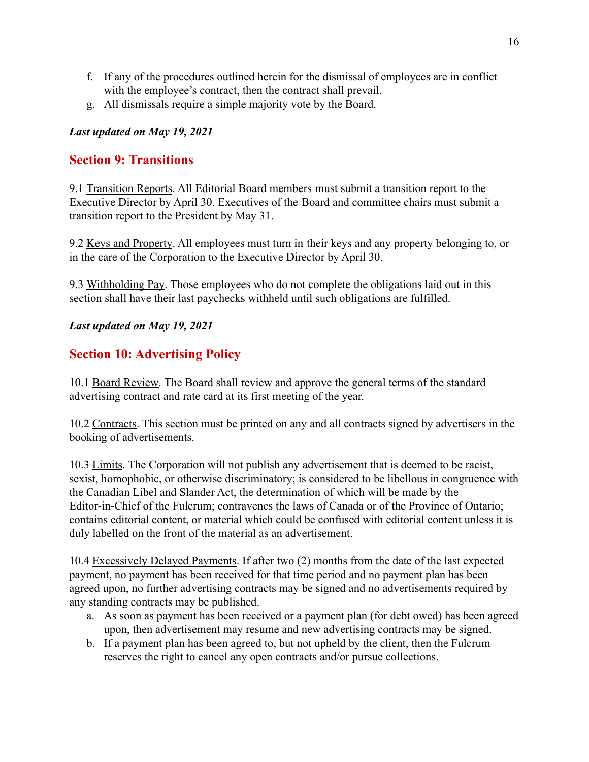f. If any of the procedures outlined herein for the dismissal of employees are in conflict with the employee's contract, then the contract shall prevail.
g. All dismissals require a simple majority vote by the Board.

***Last updated on May 19, 2021***

## Section 9: Transitions

9.1 Transition Reports. All Editorial Board members must submit a transition report to the Executive Director by April 30. Executives of the Board and committee chairs must submit a transition report to the President by May 31.

9.2 Keys and Property. All employees must turn in their keys and any property belonging to, or in the care of the Corporation to the Executive Director by April 30.

9.3 Withholding Pay. Those employees who do not complete the obligations laid out in this section shall have their last paychecks withheld until such obligations are fulfilled.

***Last updated on May 19, 2021***

## Section 10: Advertising Policy

10.1 Board Review. The Board shall review and approve the general terms of the standard advertising contract and rate card at its first meeting of the year.

10.2 Contracts. This section must be printed on any and all contracts signed by advertisers in the booking of advertisements.

10.3 Limits. The Corporation will not publish any advertisement that is deemed to be racist, sexist, homophobic, or otherwise discriminatory; is considered to be libellous in congruence with the Canadian Libel and Slander Act, the determination of which will be made by the Editor-in-Chief of the Fulcrum; contravenes the laws of Canada or of the Province of Ontario; contains editorial content, or material which could be confused with editorial content unless it is duly labelled on the front of the material as an advertisement.

10.4 Excessively Delayed Payments. If after two (2) months from the date of the last expected payment, no payment has been received for that time period and no payment plan has been agreed upon, no further advertising contracts may be signed and no advertisements required by any standing contracts may be published.

a. As soon as payment has been received or a payment plan (for debt owed) has been agreed upon, then advertisement may resume and new advertising contracts may be signed.
b. If a payment plan has been agreed to, but not upheld by the client, then the Fulcrum reserves the right to cancel any open contracts and/or pursue collections.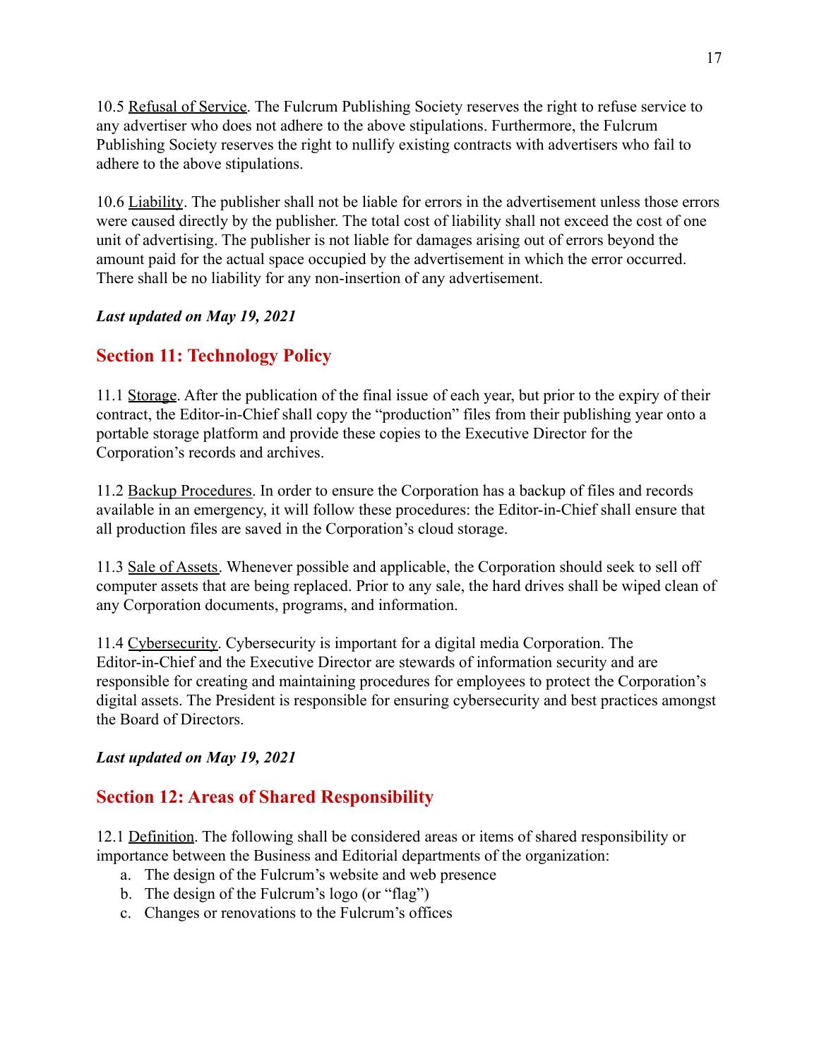10.5 Refusal of Service. The Fulcrum Publishing Society reserves the right to refuse service to any advertiser who does not adhere to the above stipulations. Furthermore, the Fulcrum Publishing Society reserves the right to nullify existing contracts with advertisers who fail to adhere to the above stipulations.

10.6 Liability. The publisher shall not be liable for errors in the advertisement unless those errors were caused directly by the publisher. The total cost of liability shall not exceed the cost of one unit of advertising. The publisher is not liable for damages arising out of errors beyond the amount paid for the actual space occupied by the advertisement in which the error occurred. There shall be no liability for any non-insertion of any advertisement.

***Last updated on May 19, 2021***

## Section 11: Technology Policy

11.1 Storage. After the publication of the final issue of each year, but prior to the expiry of their contract, the Editor-in-Chief shall copy the "production" files from their publishing year onto a portable storage platform and provide these copies to the Executive Director for the Corporation's records and archives.

11.2 Backup Procedures. In order to ensure the Corporation has a backup of files and records available in an emergency, it will follow these procedures: the Editor-in-Chief shall ensure that all production files are saved in the Corporation's cloud storage.

11.3 Sale of Assets. Whenever possible and applicable, the Corporation should seek to sell off computer assets that are being replaced. Prior to any sale, the hard drives shall be wiped clean of any Corporation documents, programs, and information.

11.4 Cybersecurity. Cybersecurity is important for a digital media Corporation. The Editor-in-Chief and the Executive Director are stewards of information security and are responsible for creating and maintaining procedures for employees to protect the Corporation's digital assets. The President is responsible for ensuring cybersecurity and best practices amongst the Board of Directors.

***Last updated on May 19, 2021***

## Section 12: Areas of Shared Responsibility

12.1 Definition. The following shall be considered areas or items of shared responsibility or importance between the Business and Editorial departments of the organization:

a. The design of the Fulcrum's website and web presence
b. The design of the Fulcrum's logo (or "flag")
c. Changes or renovations to the Fulcrum's offices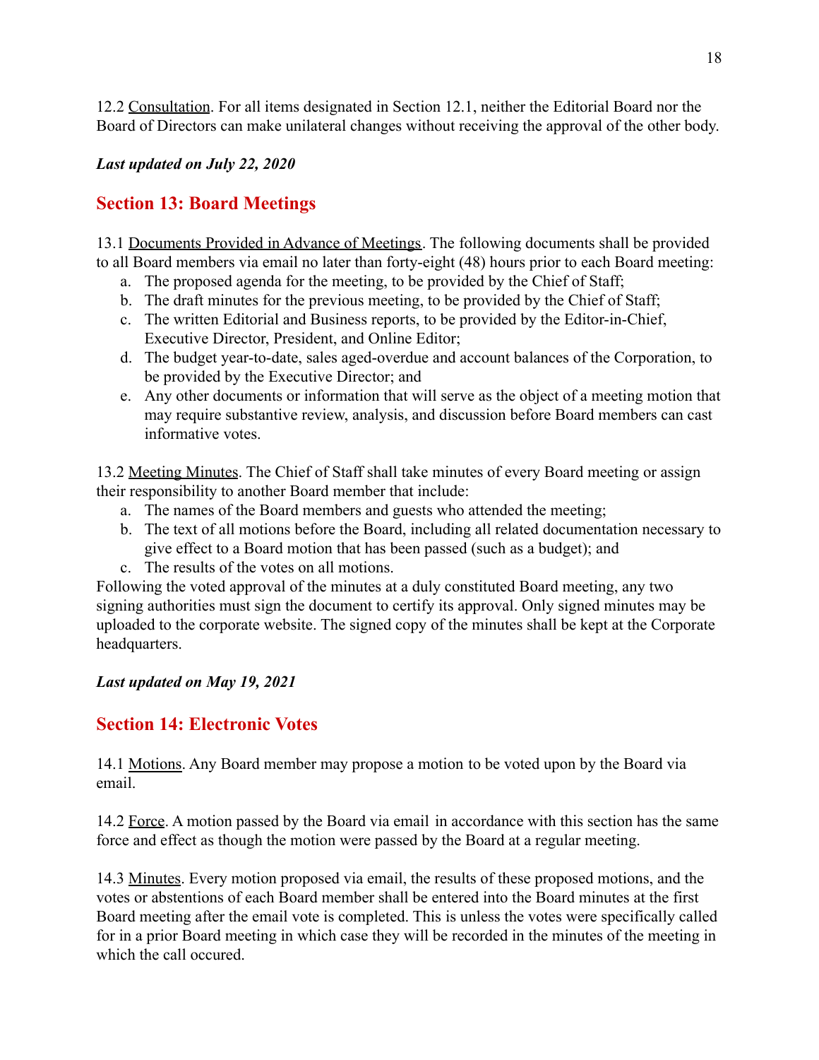12.2 Consultation. For all items designated in Section 12.1, neither the Editorial Board nor the Board of Directors can make unilateral changes without receiving the approval of the other body.

***Last updated on July 22, 2020***

## Section 13: Board Meetings

13.1 Documents Provided in Advance of Meetings. The following documents shall be provided to all Board members via email no later than forty-eight (48) hours prior to each Board meeting:

a. The proposed agenda for the meeting, to be provided by the Chief of Staff;
b. The draft minutes for the previous meeting, to be provided by the Chief of Staff;
c. The written Editorial and Business reports, to be provided by the Editor-in-Chief, Executive Director, President, and Online Editor;
d. The budget year-to-date, sales aged-overdue and account balances of the Corporation, to be provided by the Executive Director; and
e. Any other documents or information that will serve as the object of a meeting motion that may require substantive review, analysis, and discussion before Board members can cast informative votes.

13.2 Meeting Minutes. The Chief of Staff shall take minutes of every Board meeting or assign their responsibility to another Board member that include:

a. The names of the Board members and guests who attended the meeting;
b. The text of all motions before the Board, including all related documentation necessary to give effect to a Board motion that has been passed (such as a budget); and
c. The results of the votes on all motions.

Following the voted approval of the minutes at a duly constituted Board meeting, any two signing authorities must sign the document to certify its approval. Only signed minutes may be uploaded to the corporate website. The signed copy of the minutes shall be kept at the Corporate headquarters.

***Last updated on May 19, 2021***

## Section 14: Electronic Votes

14.1 Motions. Any Board member may propose a motion to be voted upon by the Board via email.

14.2 Force. A motion passed by the Board via email in accordance with this section has the same force and effect as though the motion were passed by the Board at a regular meeting.

14.3 Minutes. Every motion proposed via email, the results of these proposed motions, and the votes or abstentions of each Board member shall be entered into the Board minutes at the first Board meeting after the email vote is completed. This is unless the votes were specifically called for in a prior Board meeting in which case they will be recorded in the minutes of the meeting in which the call occured.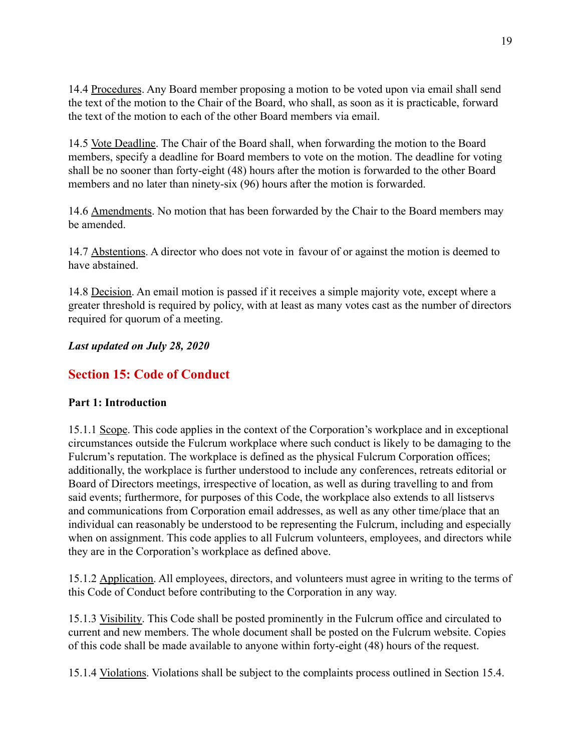14.4 Procedures. Any Board member proposing a motion to be voted upon via email shall send the text of the motion to the Chair of the Board, who shall, as soon as it is practicable, forward the text of the motion to each of the other Board members via email.

14.5 Vote Deadline. The Chair of the Board shall, when forwarding the motion to the Board members, specify a deadline for Board members to vote on the motion. The deadline for voting shall be no sooner than forty-eight (48) hours after the motion is forwarded to the other Board members and no later than ninety-six (96) hours after the motion is forwarded.

14.6 Amendments. No motion that has been forwarded by the Chair to the Board members may be amended.

14.7 Abstentions. A director who does not vote in favour of or against the motion is deemed to have abstained.

14.8 Decision. An email motion is passed if it receives a simple majority vote, except where a greater threshold is required by policy, with at least as many votes cast as the number of directors required for quorum of a meeting.

***Last updated on July 28, 2020***

## Section 15: Code of Conduct

### Part 1: Introduction

15.1.1 Scope. This code applies in the context of the Corporation's workplace and in exceptional circumstances outside the Fulcrum workplace where such conduct is likely to be damaging to the Fulcrum's reputation. The workplace is defined as the physical Fulcrum Corporation offices; additionally, the workplace is further understood to include any conferences, retreats editorial or Board of Directors meetings, irrespective of location, as well as during travelling to and from said events; furthermore, for purposes of this Code, the workplace also extends to all listservs and communications from Corporation email addresses, as well as any other time/place that an individual can reasonably be understood to be representing the Fulcrum, including and especially when on assignment. This code applies to all Fulcrum volunteers, employees, and directors while they are in the Corporation's workplace as defined above.

15.1.2 Application. All employees, directors, and volunteers must agree in writing to the terms of this Code of Conduct before contributing to the Corporation in any way.

15.1.3 Visibility. This Code shall be posted prominently in the Fulcrum office and circulated to current and new members. The whole document shall be posted on the Fulcrum website. Copies of this code shall be made available to anyone within forty-eight (48) hours of the request.

15.1.4 Violations. Violations shall be subject to the complaints process outlined in Section 15.4.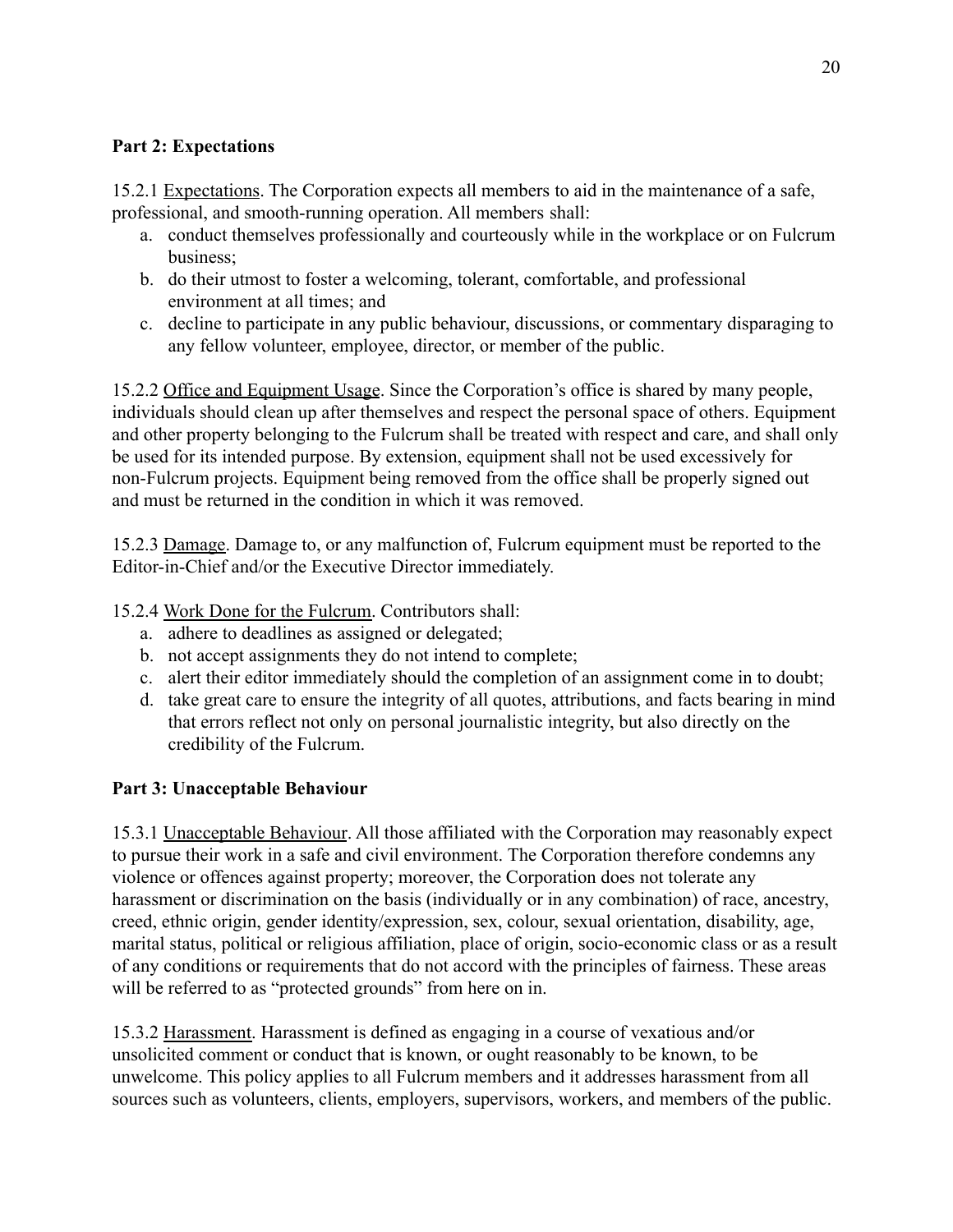## Part 2: Expectations

15.2.1 Expectations. The Corporation expects all members to aid in the maintenance of a safe, professional, and smooth-running operation. All members shall:

a. conduct themselves professionally and courteously while in the workplace or on Fulcrum business;
b. do their utmost to foster a welcoming, tolerant, comfortable, and professional environment at all times; and
c. decline to participate in any public behaviour, discussions, or commentary disparaging to any fellow volunteer, employee, director, or member of the public.

15.2.2 Office and Equipment Usage. Since the Corporation's office is shared by many people, individuals should clean up after themselves and respect the personal space of others. Equipment and other property belonging to the Fulcrum shall be treated with respect and care, and shall only be used for its intended purpose. By extension, equipment shall not be used excessively for non-Fulcrum projects. Equipment being removed from the office shall be properly signed out and must be returned in the condition in which it was removed.

15.2.3 Damage. Damage to, or any malfunction of, Fulcrum equipment must be reported to the Editor-in-Chief and/or the Executive Director immediately.

15.2.4 Work Done for the Fulcrum. Contributors shall:

a. adhere to deadlines as assigned or delegated;
b. not accept assignments they do not intend to complete;
c. alert their editor immediately should the completion of an assignment come in to doubt;
d. take great care to ensure the integrity of all quotes, attributions, and facts bearing in mind that errors reflect not only on personal journalistic integrity, but also directly on the credibility of the Fulcrum.

## Part 3: Unacceptable Behaviour

15.3.1 Unacceptable Behaviour. All those affiliated with the Corporation may reasonably expect to pursue their work in a safe and civil environment. The Corporation therefore condemns any violence or offences against property; moreover, the Corporation does not tolerate any harassment or discrimination on the basis (individually or in any combination) of race, ancestry, creed, ethnic origin, gender identity/expression, sex, colour, sexual orientation, disability, age, marital status, political or religious affiliation, place of origin, socio-economic class or as a result of any conditions or requirements that do not accord with the principles of fairness. These areas will be referred to as "protected grounds" from here on in.

15.3.2 Harassment. Harassment is defined as engaging in a course of vexatious and/or unsolicited comment or conduct that is known, or ought reasonably to be known, to be unwelcome. This policy applies to all Fulcrum members and it addresses harassment from all sources such as volunteers, clients, employers, supervisors, workers, and members of the public.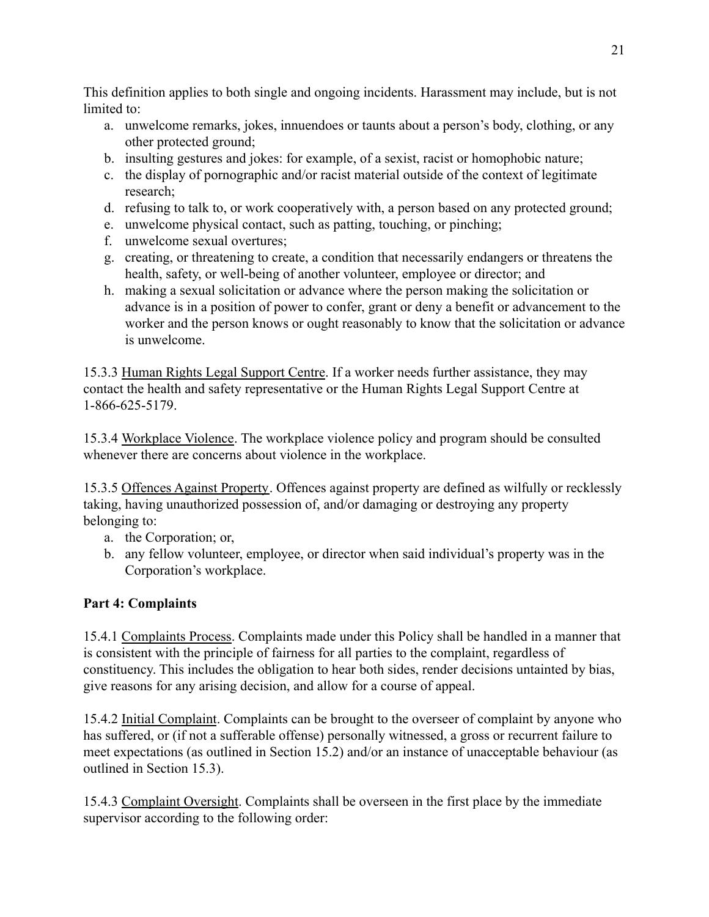This definition applies to both single and ongoing incidents. Harassment may include, but is not limited to:

a. unwelcome remarks, jokes, innuendoes or taunts about a person's body, clothing, or any other protected ground;
b. insulting gestures and jokes: for example, of a sexist, racist or homophobic nature;
c. the display of pornographic and/or racist material outside of the context of legitimate research;
d. refusing to talk to, or work cooperatively with, a person based on any protected ground;
e. unwelcome physical contact, such as patting, touching, or pinching;
f. unwelcome sexual overtures;
g. creating, or threatening to create, a condition that necessarily endangers or threatens the health, safety, or well-being of another volunteer, employee or director; and
h. making a sexual solicitation or advance where the person making the solicitation or advance is in a position of power to confer, grant or deny a benefit or advancement to the worker and the person knows or ought reasonably to know that the solicitation or advance is unwelcome.

15.3.3 Human Rights Legal Support Centre. If a worker needs further assistance, they may contact the health and safety representative or the Human Rights Legal Support Centre at 1-866-625-5179.

15.3.4 Workplace Violence. The workplace violence policy and program should be consulted whenever there are concerns about violence in the workplace.

15.3.5 Offences Against Property. Offences against property are defined as wilfully or recklessly taking, having unauthorized possession of, and/or damaging or destroying any property belonging to:

a. the Corporation; or,
b. any fellow volunteer, employee, or director when said individual's property was in the Corporation's workplace.

**Part 4: Complaints**

15.4.1 Complaints Process. Complaints made under this Policy shall be handled in a manner that is consistent with the principle of fairness for all parties to the complaint, regardless of constituency. This includes the obligation to hear both sides, render decisions untainted by bias, give reasons for any arising decision, and allow for a course of appeal.

15.4.2 Initial Complaint. Complaints can be brought to the overseer of complaint by anyone who has suffered, or (if not a sufferable offense) personally witnessed, a gross or recurrent failure to meet expectations (as outlined in Section 15.2) and/or an instance of unacceptable behaviour (as outlined in Section 15.3).

15.4.3 Complaint Oversight. Complaints shall be overseen in the first place by the immediate supervisor according to the following order: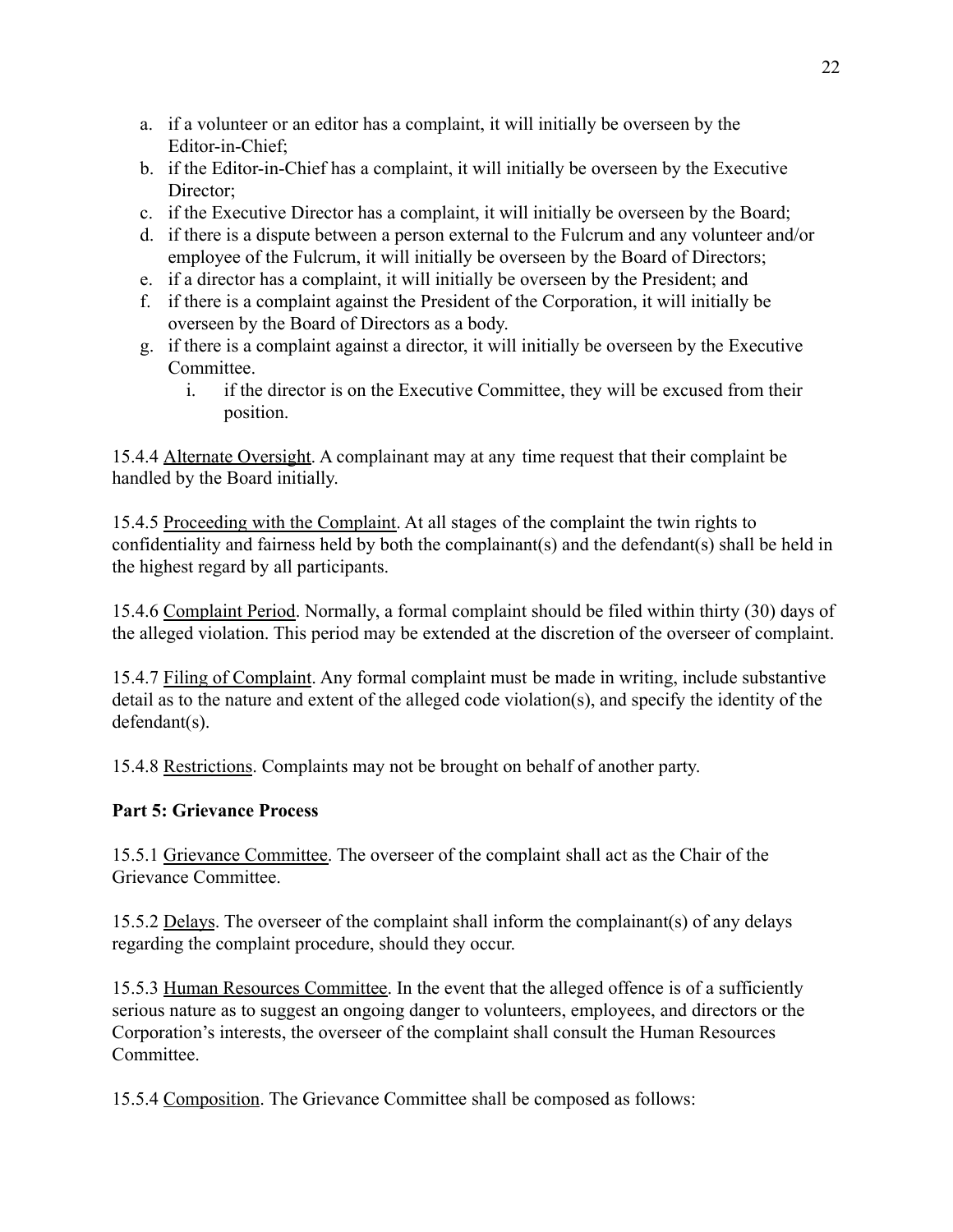a. if a volunteer or an editor has a complaint, it will initially be overseen by the Editor-in-Chief;
b. if the Editor-in-Chief has a complaint, it will initially be overseen by the Executive Director;
c. if the Executive Director has a complaint, it will initially be overseen by the Board;
d. if there is a dispute between a person external to the Fulcrum and any volunteer and/or employee of the Fulcrum, it will initially be overseen by the Board of Directors;
e. if a director has a complaint, it will initially be overseen by the President; and
f. if there is a complaint against the President of the Corporation, it will initially be overseen by the Board of Directors as a body.
g. if there is a complaint against a director, it will initially be overseen by the Executive Committee.
    i. if the director is on the Executive Committee, they will be excused from their position.

15.4.4 Alternate Oversight. A complainant may at any time request that their complaint be handled by the Board initially.

15.4.5 Proceeding with the Complaint. At all stages of the complaint the twin rights to confidentiality and fairness held by both the complainant(s) and the defendant(s) shall be held in the highest regard by all participants.

15.4.6 Complaint Period. Normally, a formal complaint should be filed within thirty (30) days of the alleged violation. This period may be extended at the discretion of the overseer of complaint.

15.4.7 Filing of Complaint. Any formal complaint must be made in writing, include substantive detail as to the nature and extent of the alleged code violation(s), and specify the identity of the defendant(s).

15.4.8 Restrictions. Complaints may not be brought on behalf of another party.

**Part 5: Grievance Process**

15.5.1 Grievance Committee. The overseer of the complaint shall act as the Chair of the Grievance Committee.

15.5.2 Delays. The overseer of the complaint shall inform the complainant(s) of any delays regarding the complaint procedure, should they occur.

15.5.3 Human Resources Committee. In the event that the alleged offence is of a sufficiently serious nature as to suggest an ongoing danger to volunteers, employees, and directors or the Corporation's interests, the overseer of the complaint shall consult the Human Resources Committee.

15.5.4 Composition. The Grievance Committee shall be composed as follows: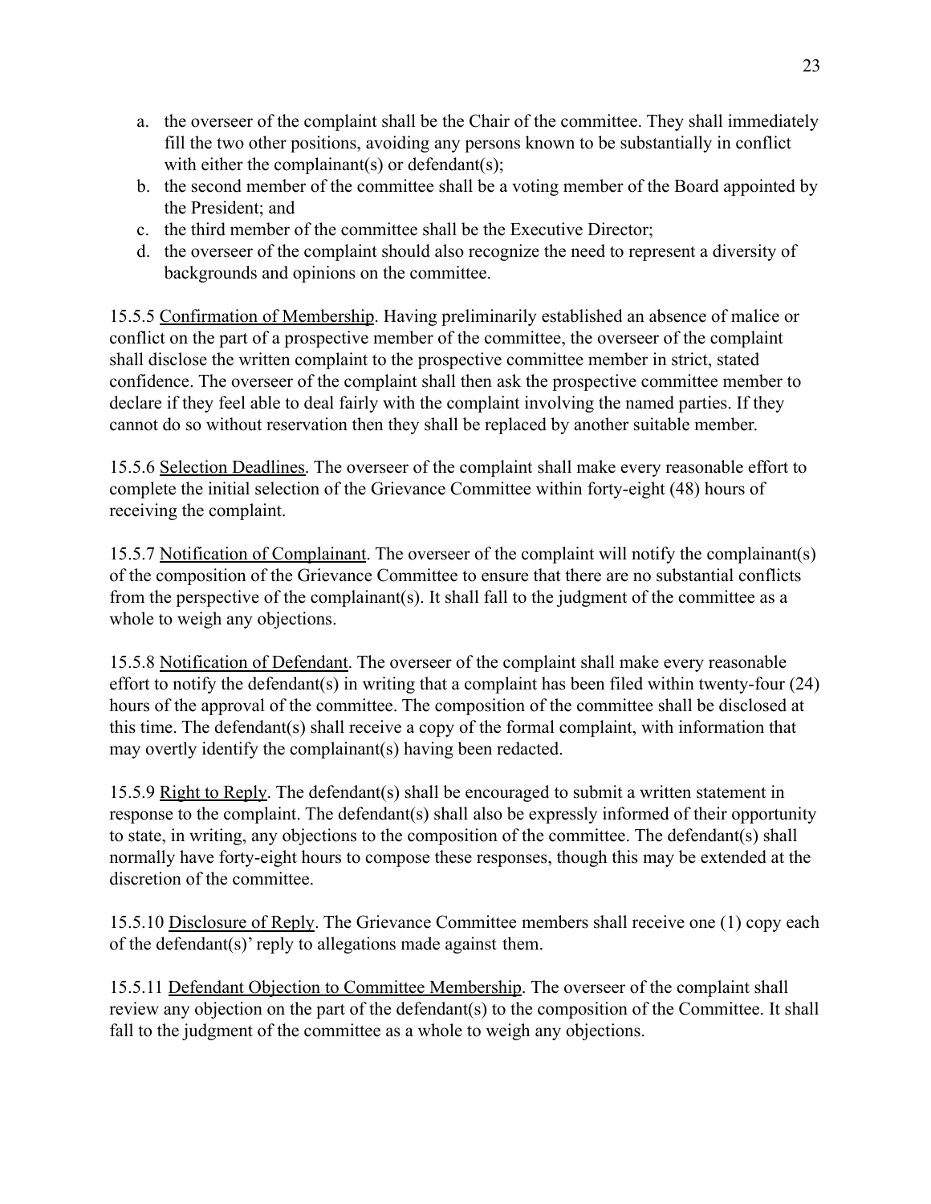a. the overseer of the complaint shall be the Chair of the committee. They shall immediately fill the two other positions, avoiding any persons known to be substantially in conflict with either the complainant(s) or defendant(s);
b. the second member of the committee shall be a voting member of the Board appointed by the President; and
c. the third member of the committee shall be the Executive Director;
d. the overseer of the complaint should also recognize the need to represent a diversity of backgrounds and opinions on the committee.

15.5.5 <u>Confirmation of Membership</u>. Having preliminarily established an absence of malice or conflict on the part of a prospective member of the committee, the overseer of the complaint shall disclose the written complaint to the prospective committee member in strict, stated confidence. The overseer of the complaint shall then ask the prospective committee member to declare if they feel able to deal fairly with the complaint involving the named parties. If they cannot do so without reservation then they shall be replaced by another suitable member.

15.5.6 <u>Selection Deadlines</u>. The overseer of the complaint shall make every reasonable effort to complete the initial selection of the Grievance Committee within forty-eight (48) hours of receiving the complaint.

15.5.7 <u>Notification of Complainant</u>. The overseer of the complaint will notify the complainant(s) of the composition of the Grievance Committee to ensure that there are no substantial conflicts from the perspective of the complainant(s). It shall fall to the judgment of the committee as a whole to weigh any objections.

15.5.8 <u>Notification of Defendant</u>. The overseer of the complaint shall make every reasonable effort to notify the defendant(s) in writing that a complaint has been filed within twenty-four (24) hours of the approval of the committee. The composition of the committee shall be disclosed at this time. The defendant(s) shall receive a copy of the formal complaint, with information that may overtly identify the complainant(s) having been redacted.

15.5.9 <u>Right to Reply</u>. The defendant(s) shall be encouraged to submit a written statement in response to the complaint. The defendant(s) shall also be expressly informed of their opportunity to state, in writing, any objections to the composition of the committee. The defendant(s) shall normally have forty-eight hours to compose these responses, though this may be extended at the discretion of the committee.

15.5.10 <u>Disclosure of Reply</u>. The Grievance Committee members shall receive one (1) copy each of the defendant(s)' reply to allegations made against them.

15.5.11 <u>Defendant Objection to Committee Membership</u>. The overseer of the complaint shall review any objection on the part of the defendant(s) to the composition of the Committee. It shall fall to the judgment of the committee as a whole to weigh any objections.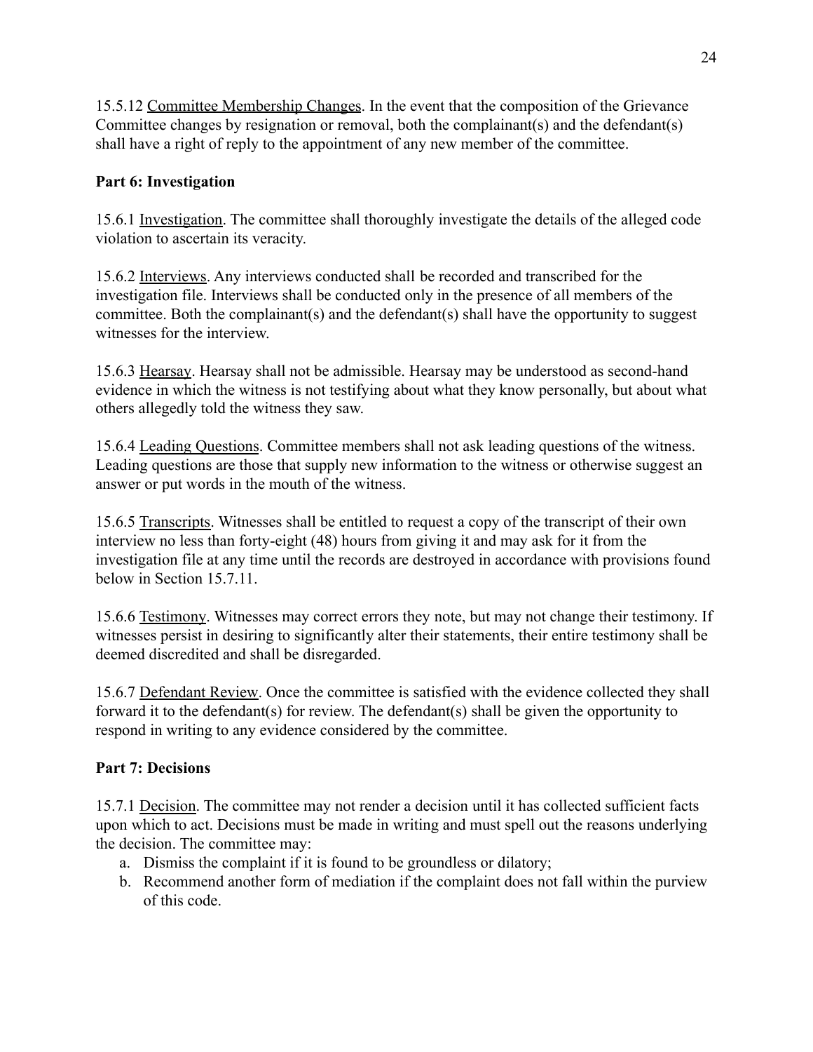15.5.12 Committee Membership Changes. In the event that the composition of the Grievance Committee changes by resignation or removal, both the complainant(s) and the defendant(s) shall have a right of reply to the appointment of any new member of the committee.

**Part 6: Investigation**

15.6.1 Investigation. The committee shall thoroughly investigate the details of the alleged code violation to ascertain its veracity.

15.6.2 Interviews. Any interviews conducted shall be recorded and transcribed for the investigation file. Interviews shall be conducted only in the presence of all members of the committee. Both the complainant(s) and the defendant(s) shall have the opportunity to suggest witnesses for the interview.

15.6.3 Hearsay. Hearsay shall not be admissible. Hearsay may be understood as second-hand evidence in which the witness is not testifying about what they know personally, but about what others allegedly told the witness they saw.

15.6.4 Leading Questions. Committee members shall not ask leading questions of the witness. Leading questions are those that supply new information to the witness or otherwise suggest an answer or put words in the mouth of the witness.

15.6.5 Transcripts. Witnesses shall be entitled to request a copy of the transcript of their own interview no less than forty-eight (48) hours from giving it and may ask for it from the investigation file at any time until the records are destroyed in accordance with provisions found below in Section 15.7.11.

15.6.6 Testimony. Witnesses may correct errors they note, but may not change their testimony. If witnesses persist in desiring to significantly alter their statements, their entire testimony shall be deemed discredited and shall be disregarded.

15.6.7 Defendant Review. Once the committee is satisfied with the evidence collected they shall forward it to the defendant(s) for review. The defendant(s) shall be given the opportunity to respond in writing to any evidence considered by the committee.

**Part 7: Decisions**

15.7.1 Decision. The committee may not render a decision until it has collected sufficient facts upon which to act. Decisions must be made in writing and must spell out the reasons underlying the decision. The committee may:

a. Dismiss the complaint if it is found to be groundless or dilatory;
b. Recommend another form of mediation if the complaint does not fall within the purview of this code.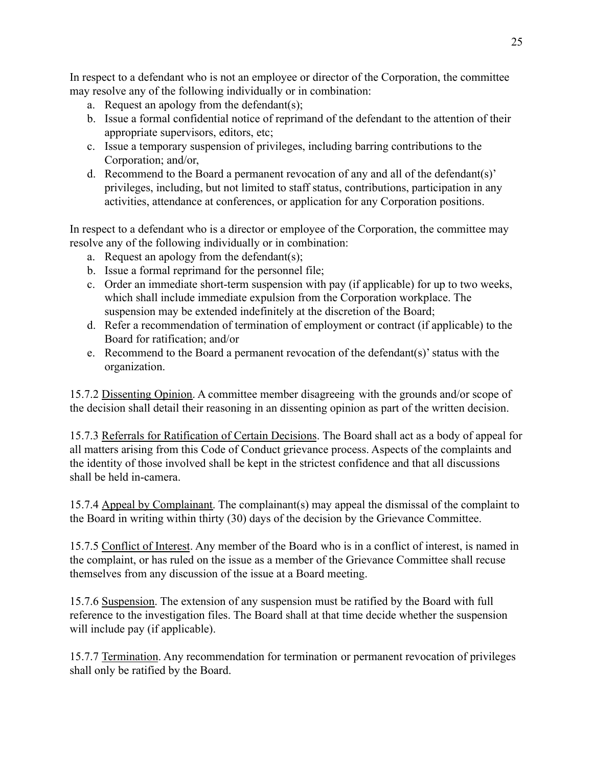In respect to a defendant who is not an employee or director of the Corporation, the committee may resolve any of the following individually or in combination:

a. Request an apology from the defendant(s);
b. Issue a formal confidential notice of reprimand of the defendant to the attention of their appropriate supervisors, editors, etc;
c. Issue a temporary suspension of privileges, including barring contributions to the Corporation; and/or,
d. Recommend to the Board a permanent revocation of any and all of the defendant(s)' privileges, including, but not limited to staff status, contributions, participation in any activities, attendance at conferences, or application for any Corporation positions.

In respect to a defendant who is a director or employee of the Corporation, the committee may resolve any of the following individually or in combination:

a. Request an apology from the defendant(s);
b. Issue a formal reprimand for the personnel file;
c. Order an immediate short-term suspension with pay (if applicable) for up to two weeks, which shall include immediate expulsion from the Corporation workplace. The suspension may be extended indefinitely at the discretion of the Board;
d. Refer a recommendation of termination of employment or contract (if applicable) to the Board for ratification; and/or
e. Recommend to the Board a permanent revocation of the defendant(s)' status with the organization.

15.7.2 <u>Dissenting Opinion</u>. A committee member disagreeing with the grounds and/or scope of the decision shall detail their reasoning in an dissenting opinion as part of the written decision.

15.7.3 <u>Referrals for Ratification of Certain Decisions</u>. The Board shall act as a body of appeal for all matters arising from this Code of Conduct grievance process. Aspects of the complaints and the identity of those involved shall be kept in the strictest confidence and that all discussions shall be held in-camera.

15.7.4 <u>Appeal by Complainant</u>. The complainant(s) may appeal the dismissal of the complaint to the Board in writing within thirty (30) days of the decision by the Grievance Committee.

15.7.5 <u>Conflict of Interest</u>. Any member of the Board who is in a conflict of interest, is named in the complaint, or has ruled on the issue as a member of the Grievance Committee shall recuse themselves from any discussion of the issue at a Board meeting.

15.7.6 <u>Suspension</u>. The extension of any suspension must be ratified by the Board with full reference to the investigation files. The Board shall at that time decide whether the suspension will include pay (if applicable).

15.7.7 <u>Termination</u>. Any recommendation for termination or permanent revocation of privileges shall only be ratified by the Board.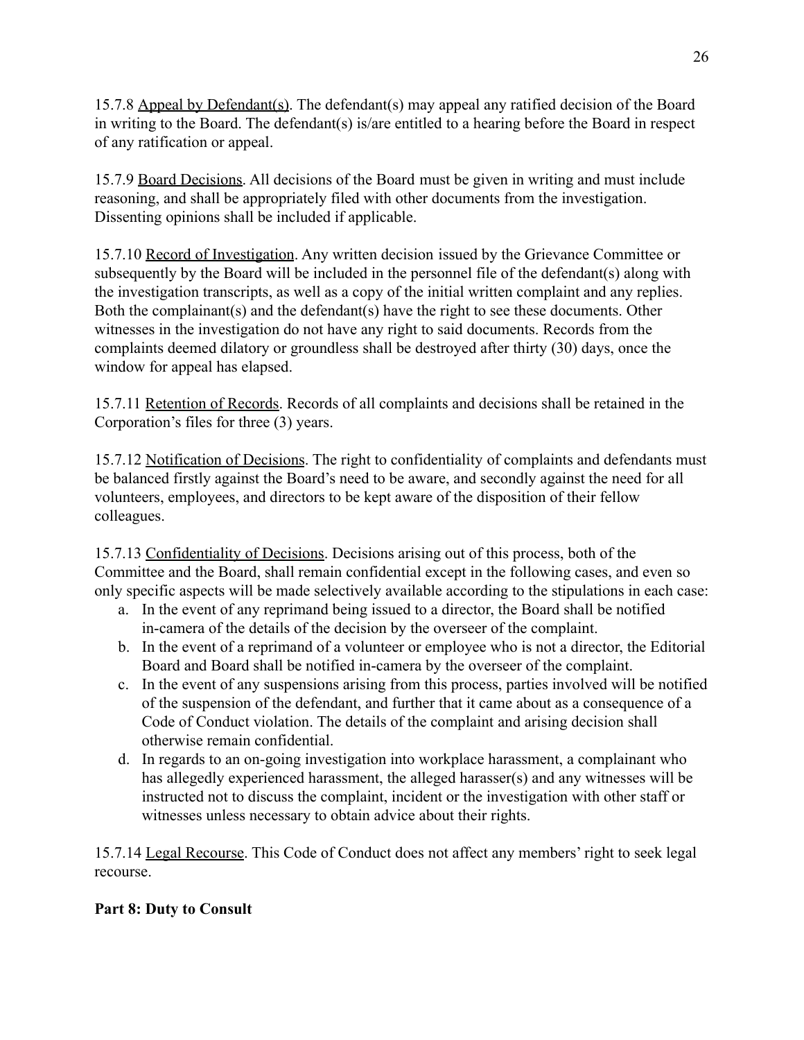15.7.8 Appeal by Defendant(s). The defendant(s) may appeal any ratified decision of the Board in writing to the Board. The defendant(s) is/are entitled to a hearing before the Board in respect of any ratification or appeal.

15.7.9 Board Decisions. All decisions of the Board must be given in writing and must include reasoning, and shall be appropriately filed with other documents from the investigation. Dissenting opinions shall be included if applicable.

15.7.10 Record of Investigation. Any written decision issued by the Grievance Committee or subsequently by the Board will be included in the personnel file of the defendant(s) along with the investigation transcripts, as well as a copy of the initial written complaint and any replies. Both the complainant(s) and the defendant(s) have the right to see these documents. Other witnesses in the investigation do not have any right to said documents. Records from the complaints deemed dilatory or groundless shall be destroyed after thirty (30) days, once the window for appeal has elapsed.

15.7.11 Retention of Records. Records of all complaints and decisions shall be retained in the Corporation's files for three (3) years.

15.7.12 Notification of Decisions. The right to confidentiality of complaints and defendants must be balanced firstly against the Board's need to be aware, and secondly against the need for all volunteers, employees, and directors to be kept aware of the disposition of their fellow colleagues.

15.7.13 Confidentiality of Decisions. Decisions arising out of this process, both of the Committee and the Board, shall remain confidential except in the following cases, and even so only specific aspects will be made selectively available according to the stipulations in each case:

a. In the event of any reprimand being issued to a director, the Board shall be notified in-camera of the details of the decision by the overseer of the complaint.
b. In the event of a reprimand of a volunteer or employee who is not a director, the Editorial Board and Board shall be notified in-camera by the overseer of the complaint.
c. In the event of any suspensions arising from this process, parties involved will be notified of the suspension of the defendant, and further that it came about as a consequence of a Code of Conduct violation. The details of the complaint and arising decision shall otherwise remain confidential.
d. In regards to an on-going investigation into workplace harassment, a complainant who has allegedly experienced harassment, the alleged harasser(s) and any witnesses will be instructed not to discuss the complaint, incident or the investigation with other staff or witnesses unless necessary to obtain advice about their rights.

15.7.14 Legal Recourse. This Code of Conduct does not affect any members' right to seek legal recourse.

**Part 8: Duty to Consult**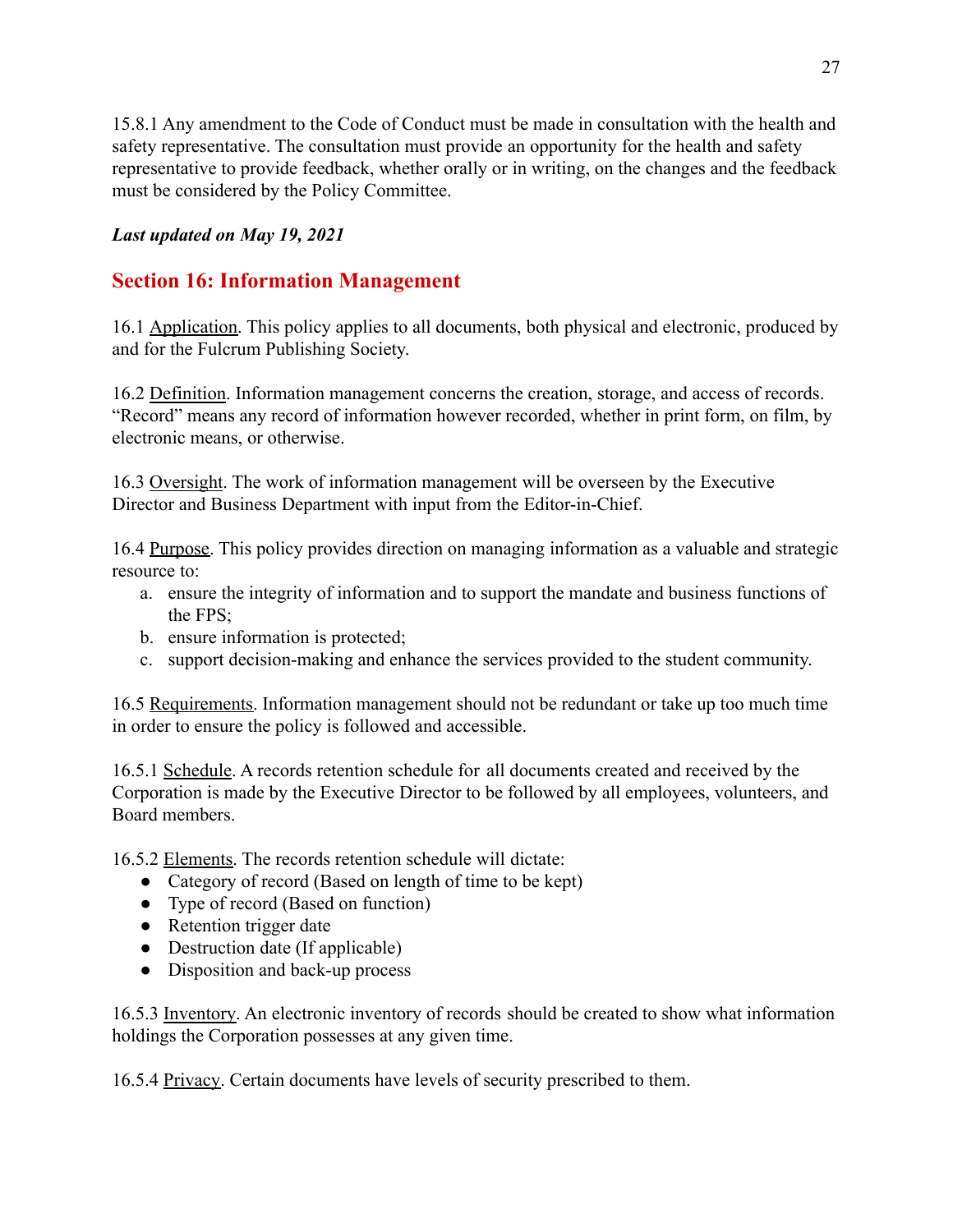15.8.1 Any amendment to the Code of Conduct must be made in consultation with the health and safety representative. The consultation must provide an opportunity for the health and safety representative to provide feedback, whether orally or in writing, on the changes and the feedback must be considered by the Policy Committee.

***Last updated on May 19, 2021***

## Section 16: Information Management

16.1 Application. This policy applies to all documents, both physical and electronic, produced by and for the Fulcrum Publishing Society.

16.2 Definition. Information management concerns the creation, storage, and access of records. "Record" means any record of information however recorded, whether in print form, on film, by electronic means, or otherwise.

16.3 Oversight. The work of information management will be overseen by the Executive Director and Business Department with input from the Editor-in-Chief.

16.4 Purpose. This policy provides direction on managing information as a valuable and strategic resource to:

a. ensure the integrity of information and to support the mandate and business functions of the FPS;
b. ensure information is protected;
c. support decision-making and enhance the services provided to the student community.

16.5 Requirements. Information management should not be redundant or take up too much time in order to ensure the policy is followed and accessible.

16.5.1 Schedule. A records retention schedule for all documents created and received by the Corporation is made by the Executive Director to be followed by all employees, volunteers, and Board members.

16.5.2 Elements. The records retention schedule will dictate:

- Category of record (Based on length of time to be kept)
- Type of record (Based on function)
- Retention trigger date
- Destruction date (If applicable)
- Disposition and back-up process

16.5.3 Inventory. An electronic inventory of records should be created to show what information holdings the Corporation possesses at any given time.

16.5.4 Privacy. Certain documents have levels of security prescribed to them.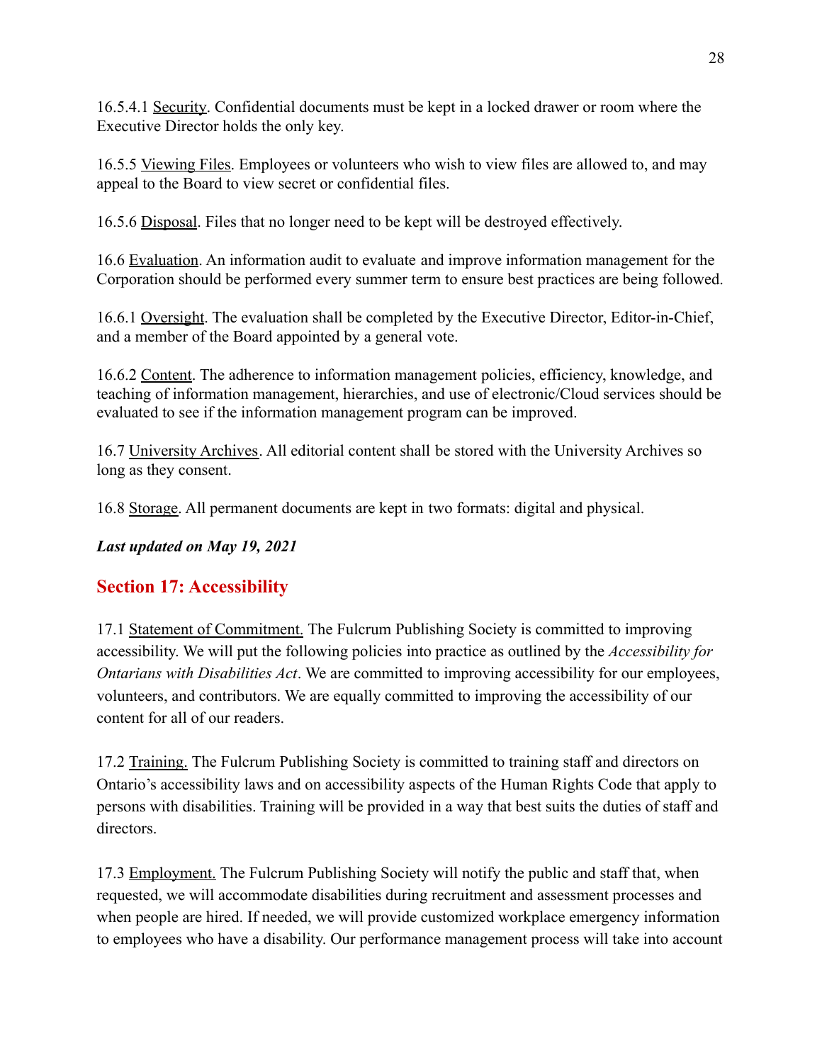16.5.4.1 Security. Confidential documents must be kept in a locked drawer or room where the Executive Director holds the only key.

16.5.5 Viewing Files. Employees or volunteers who wish to view files are allowed to, and may appeal to the Board to view secret or confidential files.

16.5.6 Disposal. Files that no longer need to be kept will be destroyed effectively.

16.6 Evaluation. An information audit to evaluate and improve information management for the Corporation should be performed every summer term to ensure best practices are being followed.

16.6.1 Oversight. The evaluation shall be completed by the Executive Director, Editor-in-Chief, and a member of the Board appointed by a general vote.

16.6.2 Content. The adherence to information management policies, efficiency, knowledge, and teaching of information management, hierarchies, and use of electronic/Cloud services should be evaluated to see if the information management program can be improved.

16.7 University Archives. All editorial content shall be stored with the University Archives so long as they consent.

16.8 Storage. All permanent documents are kept in two formats: digital and physical.

***Last updated on May 19, 2021***

## Section 17: Accessibility

17.1 Statement of Commitment. The Fulcrum Publishing Society is committed to improving accessibility. We will put the following policies into practice as outlined by the *Accessibility for Ontarians with Disabilities Act*. We are committed to improving accessibility for our employees, volunteers, and contributors. We are equally committed to improving the accessibility of our content for all of our readers.

17.2 Training. The Fulcrum Publishing Society is committed to training staff and directors on Ontario's accessibility laws and on accessibility aspects of the Human Rights Code that apply to persons with disabilities. Training will be provided in a way that best suits the duties of staff and directors.

17.3 Employment. The Fulcrum Publishing Society will notify the public and staff that, when requested, we will accommodate disabilities during recruitment and assessment processes and when people are hired. If needed, we will provide customized workplace emergency information to employees who have a disability. Our performance management process will take into account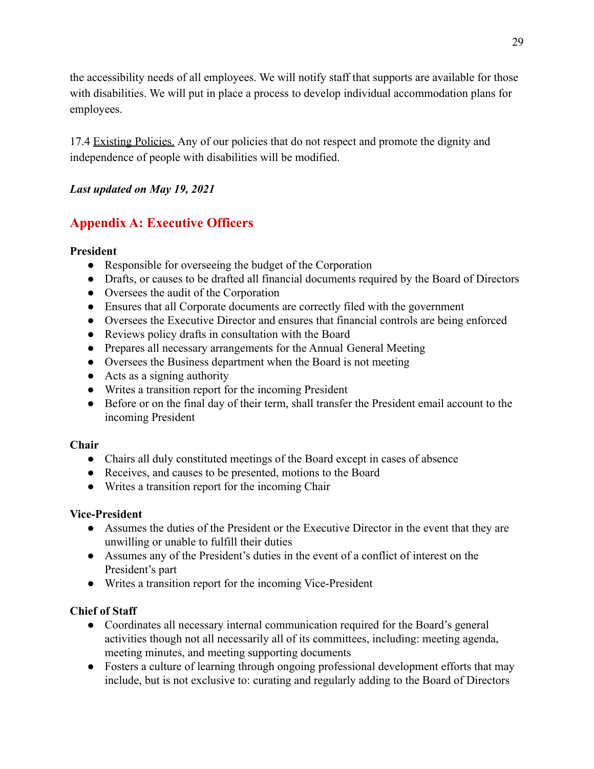the accessibility needs of all employees. We will notify staff that supports are available for those with disabilities. We will put in place a process to develop individual accommodation plans for employees.

17.4 Existing Policies. Any of our policies that do not respect and promote the dignity and independence of people with disabilities will be modified.

***Last updated on May 19, 2021***

## Appendix A: Executive Officers

**President**

- Responsible for overseeing the budget of the Corporation
- Drafts, or causes to be drafted all financial documents required by the Board of Directors
- Oversees the audit of the Corporation
- Ensures that all Corporate documents are correctly filed with the government
- Oversees the Executive Director and ensures that financial controls are being enforced
- Reviews policy drafts in consultation with the Board
- Prepares all necessary arrangements for the Annual General Meeting
- Oversees the Business department when the Board is not meeting
- Acts as a signing authority
- Writes a transition report for the incoming President
- Before or on the final day of their term, shall transfer the President email account to the incoming President

**Chair**

- Chairs all duly constituted meetings of the Board except in cases of absence
- Receives, and causes to be presented, motions to the Board
- Writes a transition report for the incoming Chair

**Vice-President**

- Assumes the duties of the President or the Executive Director in the event that they are unwilling or unable to fulfill their duties
- Assumes any of the President's duties in the event of a conflict of interest on the President's part
- Writes a transition report for the incoming Vice-President

**Chief of Staff**

- Coordinates all necessary internal communication required for the Board's general activities though not all necessarily all of its committees, including: meeting agenda, meeting minutes, and meeting supporting documents
- Fosters a culture of learning through ongoing professional development efforts that may include, but is not exclusive to: curating and regularly adding to the Board of Directors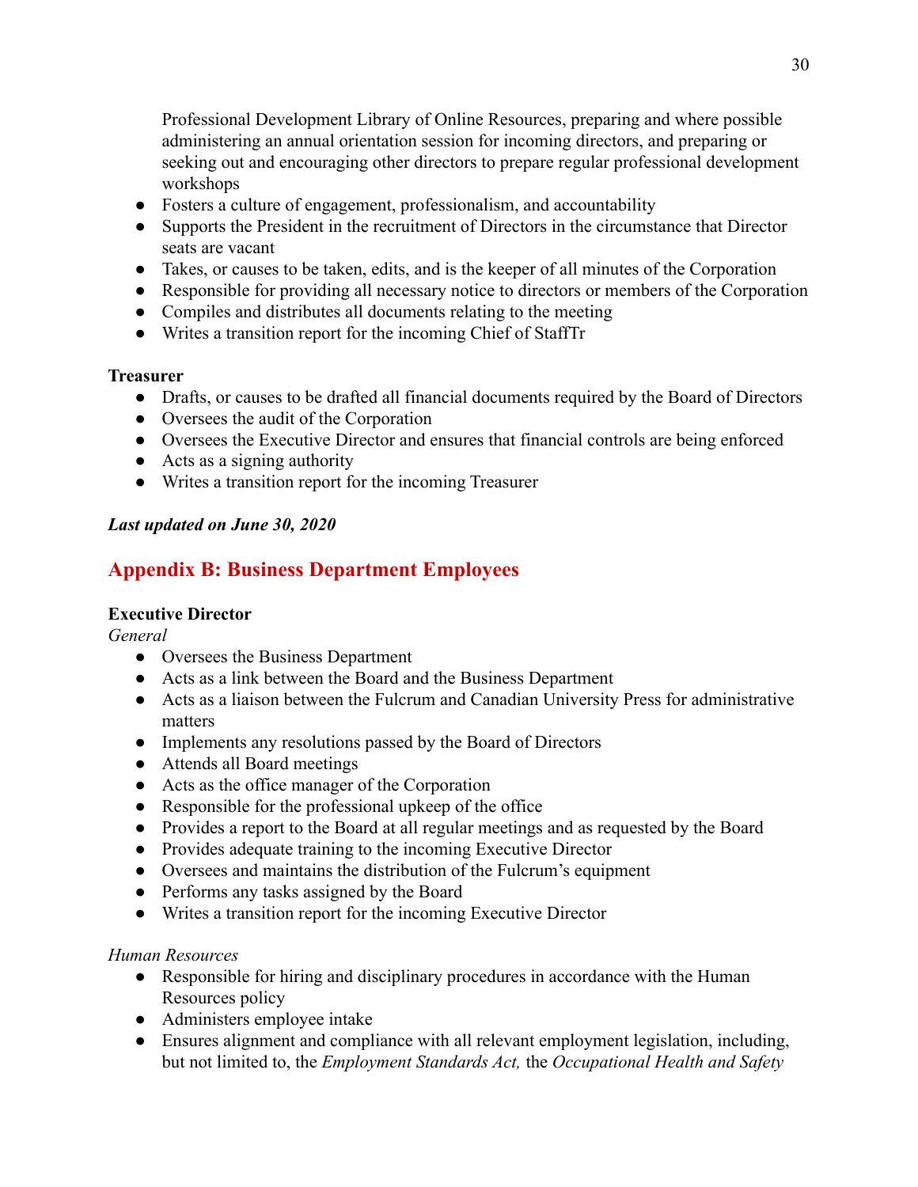Professional Development Library of Online Resources, preparing and where possible administering an annual orientation session for incoming directors, and preparing or seeking out and encouraging other directors to prepare regular professional development workshops
- Fosters a culture of engagement, professionalism, and accountability
- Supports the President in the recruitment of Directors in the circumstance that Director seats are vacant
- Takes, or causes to be taken, edits, and is the keeper of all minutes of the Corporation
- Responsible for providing all necessary notice to directors or members of the Corporation
- Compiles and distributes all documents relating to the meeting
- Writes a transition report for the incoming Chief of StaffTr

**Treasurer**
- Drafts, or causes to be drafted all financial documents required by the Board of Directors
- Oversees the audit of the Corporation
- Oversees the Executive Director and ensures that financial controls are being enforced
- Acts as a signing authority
- Writes a transition report for the incoming Treasurer

***Last updated on June 30, 2020***

## Appendix B: Business Department Employees

**Executive Director**

*General*
- Oversees the Business Department
- Acts as a link between the Board and the Business Department
- Acts as a liaison between the Fulcrum and Canadian University Press for administrative matters
- Implements any resolutions passed by the Board of Directors
- Attends all Board meetings
- Acts as the office manager of the Corporation
- Responsible for the professional upkeep of the office
- Provides a report to the Board at all regular meetings and as requested by the Board
- Provides adequate training to the incoming Executive Director
- Oversees and maintains the distribution of the Fulcrum's equipment
- Performs any tasks assigned by the Board
- Writes a transition report for the incoming Executive Director

*Human Resources*
- Responsible for hiring and disciplinary procedures in accordance with the Human Resources policy
- Administers employee intake
- Ensures alignment and compliance with all relevant employment legislation, including, but not limited to, the *Employment Standards Act,* the *Occupational Health and Safety*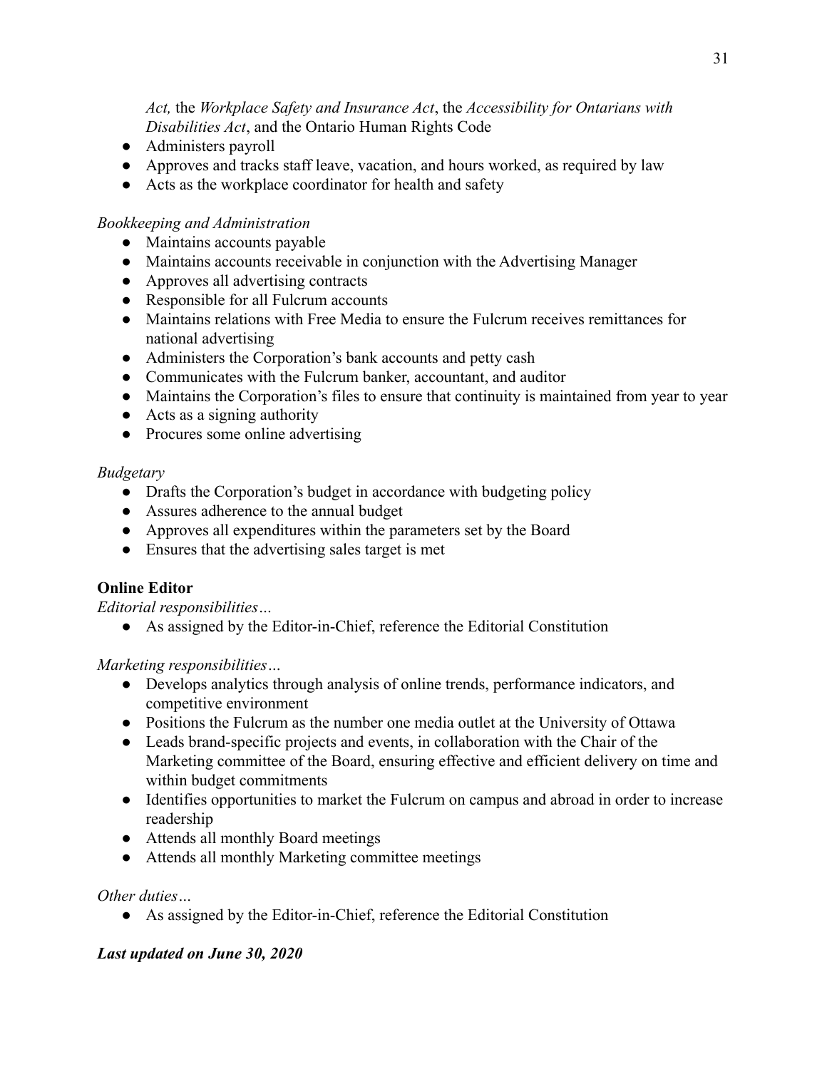*Act,* the *Workplace Safety and Insurance Act*, the *Accessibility for Ontarians with Disabilities Act*, and the Ontario Human Rights Code

- Administers payroll
- Approves and tracks staff leave, vacation, and hours worked, as required by law
- Acts as the workplace coordinator for health and safety

*Bookkeeping and Administration*

- Maintains accounts payable
- Maintains accounts receivable in conjunction with the Advertising Manager
- Approves all advertising contracts
- Responsible for all Fulcrum accounts
- Maintains relations with Free Media to ensure the Fulcrum receives remittances for national advertising
- Administers the Corporation's bank accounts and petty cash
- Communicates with the Fulcrum banker, accountant, and auditor
- Maintains the Corporation's files to ensure that continuity is maintained from year to year
- Acts as a signing authority
- Procures some online advertising

*Budgetary*

- Drafts the Corporation's budget in accordance with budgeting policy
- Assures adherence to the annual budget
- Approves all expenditures within the parameters set by the Board
- Ensures that the advertising sales target is met

**Online Editor**

*Editorial responsibilities…*

- As assigned by the Editor-in-Chief, reference the Editorial Constitution

*Marketing responsibilities…*

- Develops analytics through analysis of online trends, performance indicators, and competitive environment
- Positions the Fulcrum as the number one media outlet at the University of Ottawa
- Leads brand-specific projects and events, in collaboration with the Chair of the Marketing committee of the Board, ensuring effective and efficient delivery on time and within budget commitments
- Identifies opportunities to market the Fulcrum on campus and abroad in order to increase readership
- Attends all monthly Board meetings
- Attends all monthly Marketing committee meetings

*Other duties…*

- As assigned by the Editor-in-Chief, reference the Editorial Constitution

***Last updated on June 30, 2020***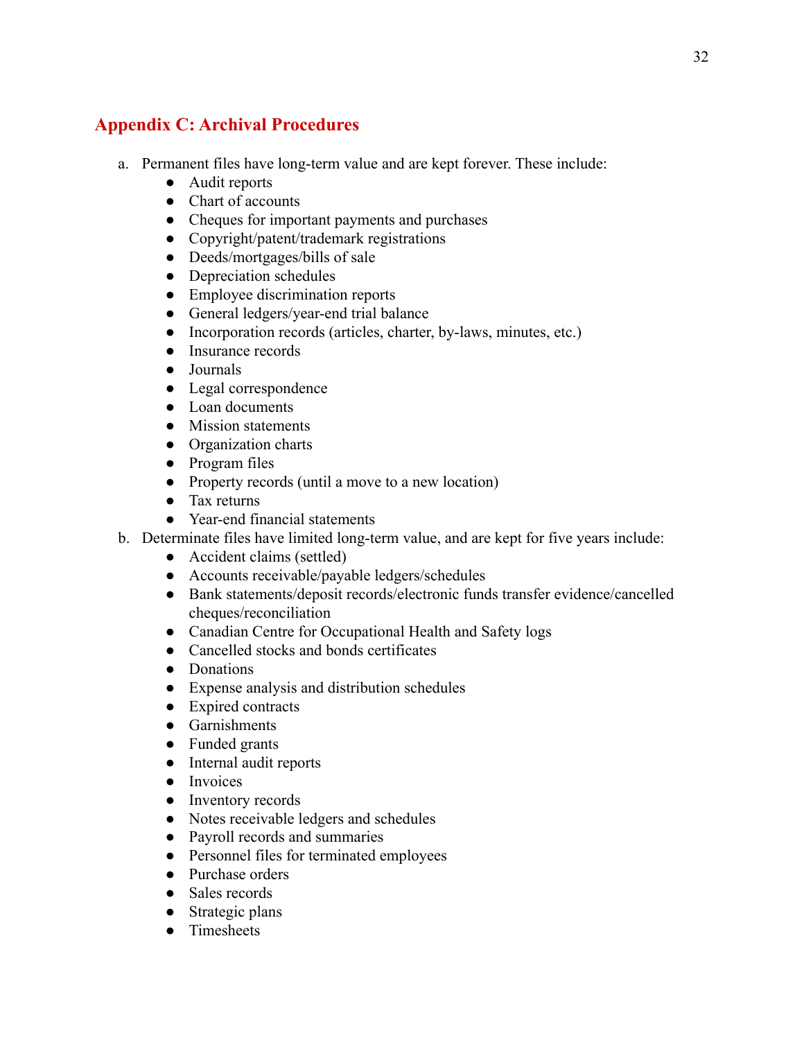## Appendix C: Archival Procedures

a. Permanent files have long-term value and are kept forever. These include:
    - Audit reports
    - Chart of accounts
    - Cheques for important payments and purchases
    - Copyright/patent/trademark registrations
    - Deeds/mortgages/bills of sale
    - Depreciation schedules
    - Employee discrimination reports
    - General ledgers/year-end trial balance
    - Incorporation records (articles, charter, by-laws, minutes, etc.)
    - Insurance records
    - Journals
    - Legal correspondence
    - Loan documents
    - Mission statements
    - Organization charts
    - Program files
    - Property records (until a move to a new location)
    - Tax returns
    - Year-end financial statements

b. Determinate files have limited long-term value, and are kept for five years include:
    - Accident claims (settled)
    - Accounts receivable/payable ledgers/schedules
    - Bank statements/deposit records/electronic funds transfer evidence/cancelled cheques/reconciliation
    - Canadian Centre for Occupational Health and Safety logs
    - Cancelled stocks and bonds certificates
    - Donations
    - Expense analysis and distribution schedules
    - Expired contracts
    - Garnishments
    - Funded grants
    - Internal audit reports
    - Invoices
    - Inventory records
    - Notes receivable ledgers and schedules
    - Payroll records and summaries
    - Personnel files for terminated employees
    - Purchase orders
    - Sales records
    - Strategic plans
    - Timesheets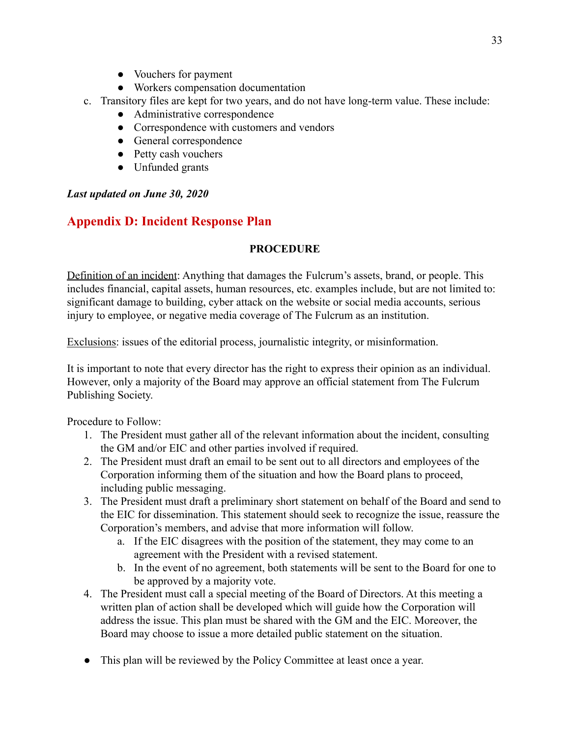- Vouchers for payment
- Workers compensation documentation

c. Transitory files are kept for two years, and do not have long-term value. These include:

- Administrative correspondence
- Correspondence with customers and vendors
- General correspondence
- Petty cash vouchers
- Unfunded grants

***Last updated on June 30, 2020***

## Appendix D: Incident Response Plan

**PROCEDURE**

Definition of an incident: Anything that damages the Fulcrum's assets, brand, or people. This includes financial, capital assets, human resources, etc. examples include, but are not limited to: significant damage to building, cyber attack on the website or social media accounts, serious injury to employee, or negative media coverage of The Fulcrum as an institution.

Exclusions: issues of the editorial process, journalistic integrity, or misinformation.

It is important to note that every director has the right to express their opinion as an individual. However, only a majority of the Board may approve an official statement from The Fulcrum Publishing Society.

Procedure to Follow:

1. The President must gather all of the relevant information about the incident, consulting the GM and/or EIC and other parties involved if required.
2. The President must draft an email to be sent out to all directors and employees of the Corporation informing them of the situation and how the Board plans to proceed, including public messaging.
3. The President must draft a preliminary short statement on behalf of the Board and send to the EIC for dissemination. This statement should seek to recognize the issue, reassure the Corporation's members, and advise that more information will follow.
    a. If the EIC disagrees with the position of the statement, they may come to an agreement with the President with a revised statement.
    b. In the event of no agreement, both statements will be sent to the Board for one to be approved by a majority vote.
4. The President must call a special meeting of the Board of Directors. At this meeting a written plan of action shall be developed which will guide how the Corporation will address the issue. This plan must be shared with the GM and the EIC. Moreover, the Board may choose to issue a more detailed public statement on the situation.

- This plan will be reviewed by the Policy Committee at least once a year.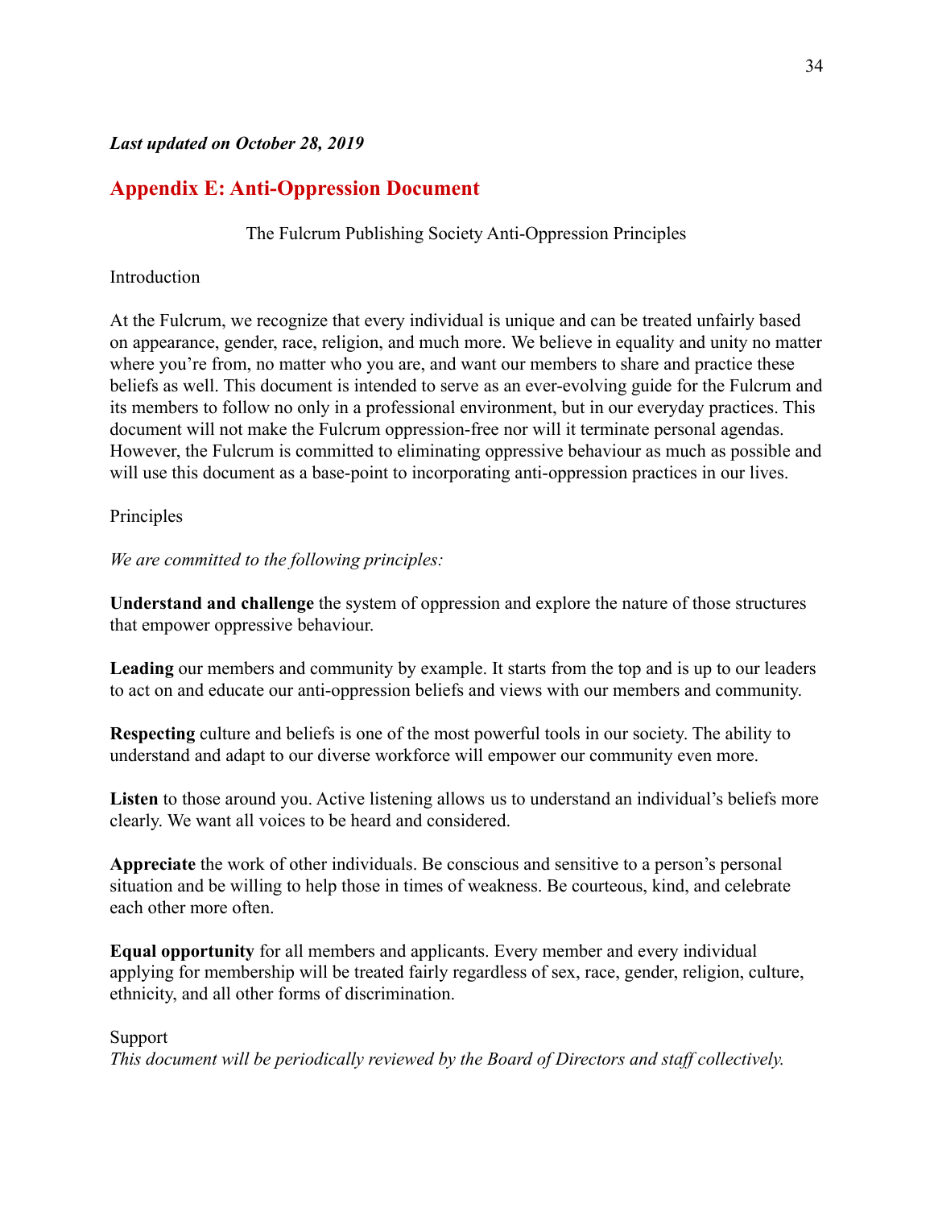***Last updated on October 28, 2019***

## Appendix E: Anti-Oppression Document

The Fulcrum Publishing Society Anti-Oppression Principles

Introduction

At the Fulcrum, we recognize that every individual is unique and can be treated unfairly based on appearance, gender, race, religion, and much more. We believe in equality and unity no matter where you're from, no matter who you are, and want our members to share and practice these beliefs as well. This document is intended to serve as an ever-evolving guide for the Fulcrum and its members to follow no only in a professional environment, but in our everyday practices. This document will not make the Fulcrum oppression-free nor will it terminate personal agendas. However, the Fulcrum is committed to eliminating oppressive behaviour as much as possible and will use this document as a base-point to incorporating anti-oppression practices in our lives.

Principles

*We are committed to the following principles:*

**Understand and challenge** the system of oppression and explore the nature of those structures that empower oppressive behaviour.

**Leading** our members and community by example. It starts from the top and is up to our leaders to act on and educate our anti-oppression beliefs and views with our members and community.

**Respecting** culture and beliefs is one of the most powerful tools in our society. The ability to understand and adapt to our diverse workforce will empower our community even more.

**Listen** to those around you. Active listening allows us to understand an individual's beliefs more clearly. We want all voices to be heard and considered.

**Appreciate** the work of other individuals. Be conscious and sensitive to a person's personal situation and be willing to help those in times of weakness. Be courteous, kind, and celebrate each other more often.

**Equal opportunity** for all members and applicants. Every member and every individual applying for membership will be treated fairly regardless of sex, race, gender, religion, culture, ethnicity, and all other forms of discrimination.

Support

*This document will be periodically reviewed by the Board of Directors and staff collectively.*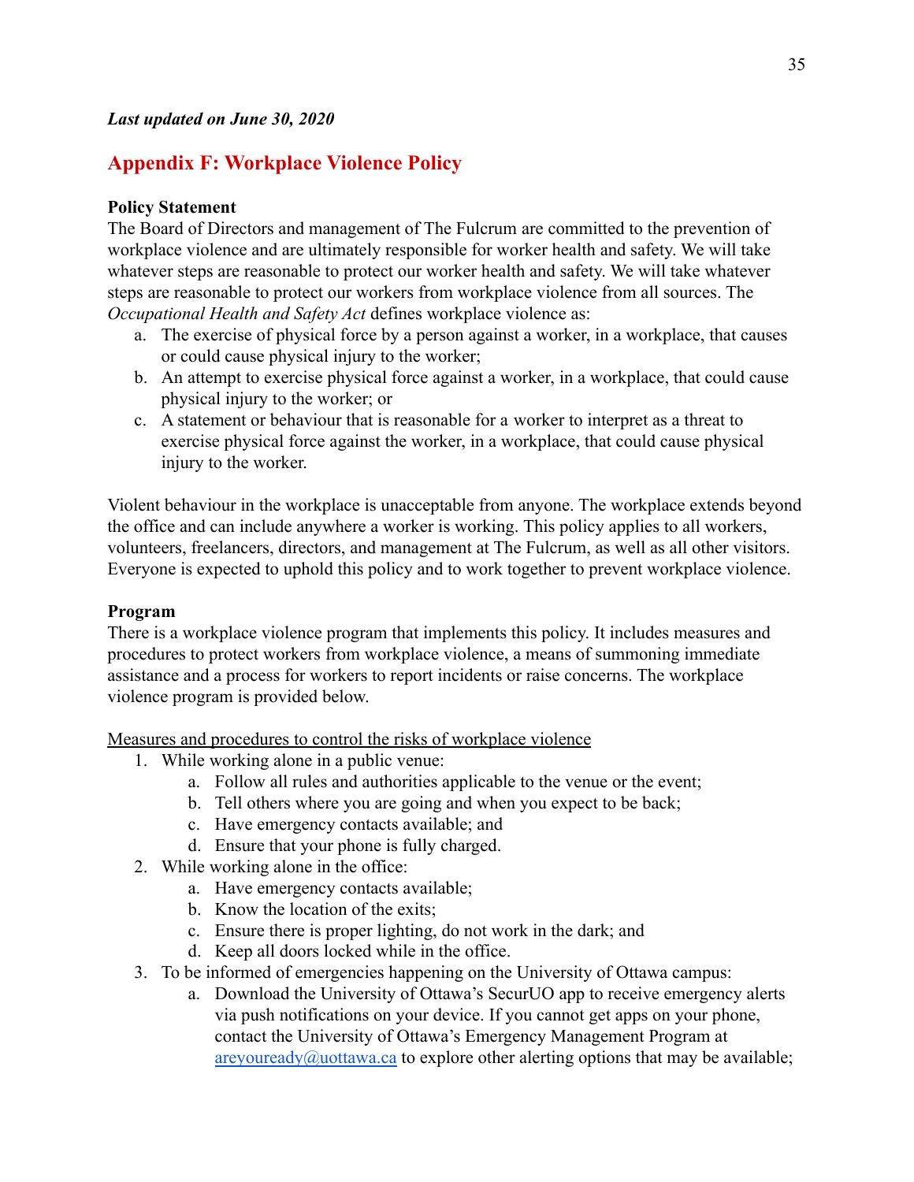***Last updated on June 30, 2020***

## Appendix F: Workplace Violence Policy

**Policy Statement**

The Board of Directors and management of The Fulcrum are committed to the prevention of workplace violence and are ultimately responsible for worker health and safety. We will take whatever steps are reasonable to protect our worker health and safety. We will take whatever steps are reasonable to protect our workers from workplace violence from all sources. The *Occupational Health and Safety Act* defines workplace violence as:

a. The exercise of physical force by a person against a worker, in a workplace, that causes or could cause physical injury to the worker;
b. An attempt to exercise physical force against a worker, in a workplace, that could cause physical injury to the worker; or
c. A statement or behaviour that is reasonable for a worker to interpret as a threat to exercise physical force against the worker, in a workplace, that could cause physical injury to the worker.

Violent behaviour in the workplace is unacceptable from anyone. The workplace extends beyond the office and can include anywhere a worker is working. This policy applies to all workers, volunteers, freelancers, directors, and management at The Fulcrum, as well as all other visitors. Everyone is expected to uphold this policy and to work together to prevent workplace violence.

**Program**

There is a workplace violence program that implements this policy. It includes measures and procedures to protect workers from workplace violence, a means of summoning immediate assistance and a process for workers to report incidents or raise concerns. The workplace violence program is provided below.

<u>Measures and procedures to control the risks of workplace violence</u>

1. While working alone in a public venue:
    a. Follow all rules and authorities applicable to the venue or the event;
    b. Tell others where you are going and when you expect to be back;
    c. Have emergency contacts available; and
    d. Ensure that your phone is fully charged.
2. While working alone in the office:
    a. Have emergency contacts available;
    b. Know the location of the exits;
    c. Ensure there is proper lighting, do not work in the dark; and
    d. Keep all doors locked while in the office.
3. To be informed of emergencies happening on the University of Ottawa campus:
    a. Download the University of Ottawa's SecurUO app to receive emergency alerts via push notifications on your device. If you cannot get apps on your phone, contact the University of Ottawa's Emergency Management Program at areyouready@uottawa.ca to explore other alerting options that may be available;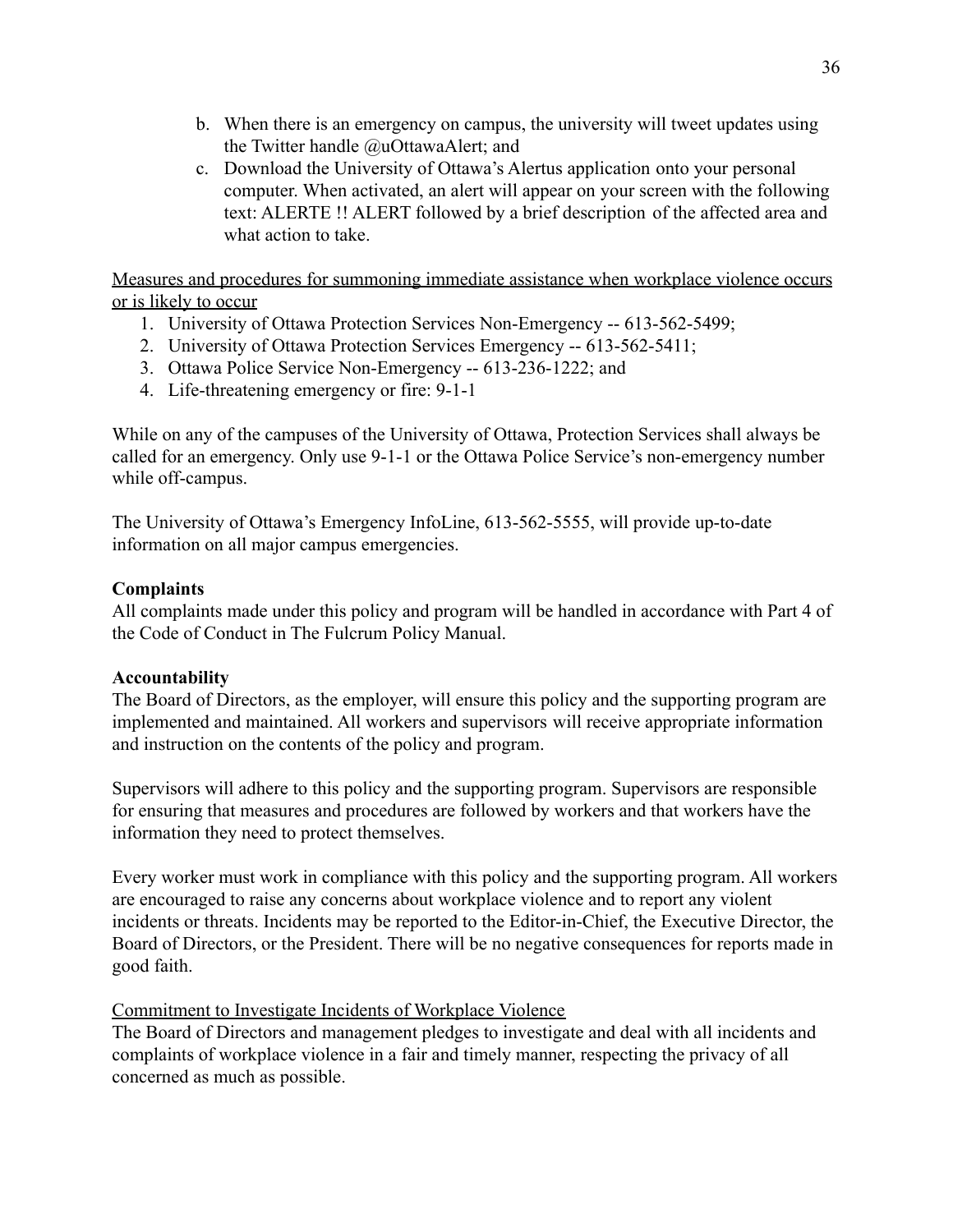b. When there is an emergency on campus, the university will tweet updates using the Twitter handle @uOttawaAlert; and
c. Download the University of Ottawa's Alertus application onto your personal computer. When activated, an alert will appear on your screen with the following text: ALERTE !! ALERT followed by a brief description of the affected area and what action to take.

<u>Measures and procedures for summoning immediate assistance when workplace violence occurs or is likely to occur</u>

1. University of Ottawa Protection Services Non-Emergency -- 613-562-5499;
2. University of Ottawa Protection Services Emergency -- 613-562-5411;
3. Ottawa Police Service Non-Emergency -- 613-236-1222; and
4. Life-threatening emergency or fire: 9-1-1

While on any of the campuses of the University of Ottawa, Protection Services shall always be called for an emergency. Only use 9-1-1 or the Ottawa Police Service's non-emergency number while off-campus.

The University of Ottawa's Emergency InfoLine, 613-562-5555, will provide up-to-date information on all major campus emergencies.

**Complaints**

All complaints made under this policy and program will be handled in accordance with Part 4 of the Code of Conduct in The Fulcrum Policy Manual.

**Accountability**

The Board of Directors, as the employer, will ensure this policy and the supporting program are implemented and maintained. All workers and supervisors will receive appropriate information and instruction on the contents of the policy and program.

Supervisors will adhere to this policy and the supporting program. Supervisors are responsible for ensuring that measures and procedures are followed by workers and that workers have the information they need to protect themselves.

Every worker must work in compliance with this policy and the supporting program. All workers are encouraged to raise any concerns about workplace violence and to report any violent incidents or threats. Incidents may be reported to the Editor-in-Chief, the Executive Director, the Board of Directors, or the President. There will be no negative consequences for reports made in good faith.

<u>Commitment to Investigate Incidents of Workplace Violence</u>

The Board of Directors and management pledges to investigate and deal with all incidents and complaints of workplace violence in a fair and timely manner, respecting the privacy of all concerned as much as possible.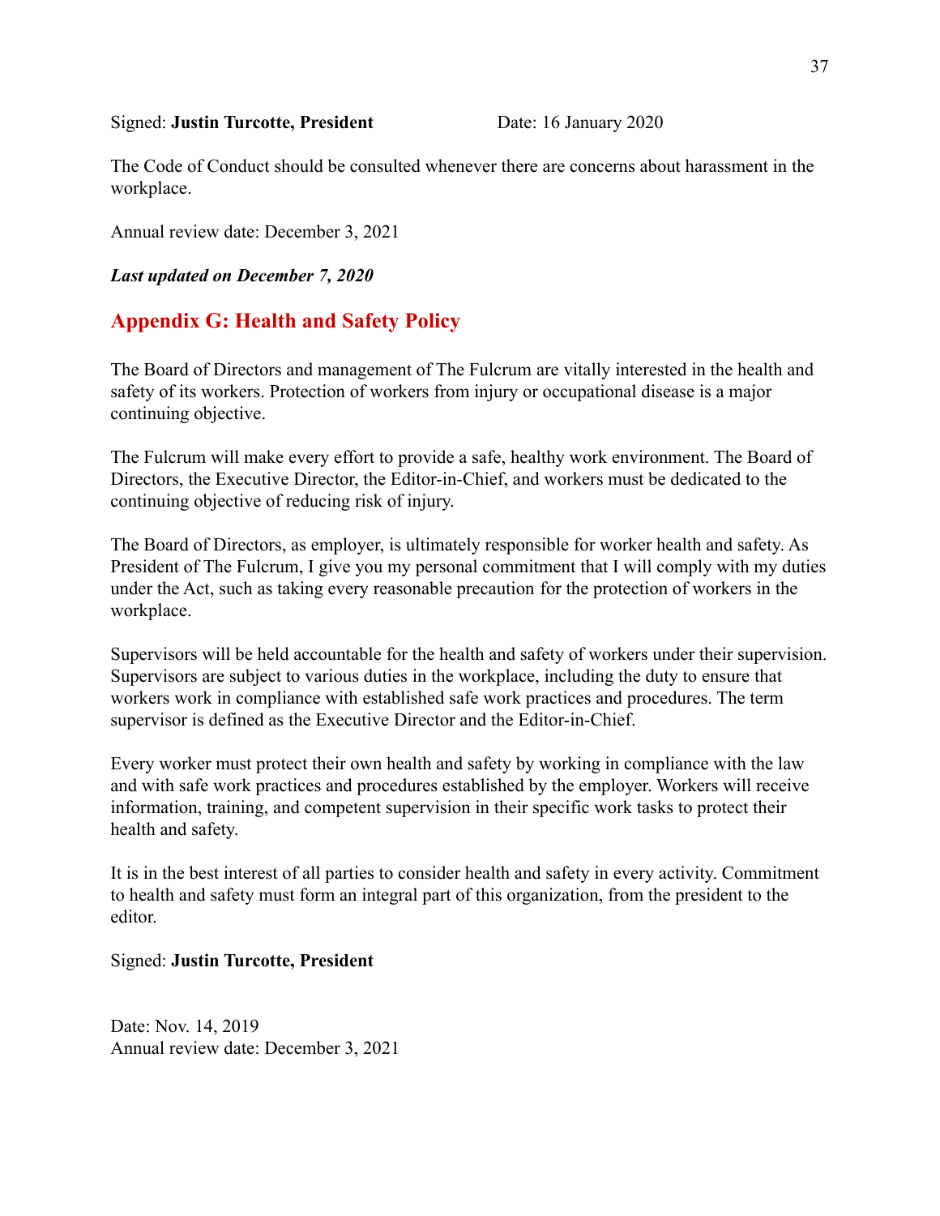Signed: **Justin Turcotte, President** Date: 16 January 2020

The Code of Conduct should be consulted whenever there are concerns about harassment in the workplace.

Annual review date: December 3, 2021

***Last updated on December 7, 2020***

## Appendix G: Health and Safety Policy

The Board of Directors and management of The Fulcrum are vitally interested in the health and safety of its workers. Protection of workers from injury or occupational disease is a major continuing objective.

The Fulcrum will make every effort to provide a safe, healthy work environment. The Board of Directors, the Executive Director, the Editor-in-Chief, and workers must be dedicated to the continuing objective of reducing risk of injury.

The Board of Directors, as employer, is ultimately responsible for worker health and safety. As President of The Fulcrum, I give you my personal commitment that I will comply with my duties under the Act, such as taking every reasonable precaution for the protection of workers in the workplace.

Supervisors will be held accountable for the health and safety of workers under their supervision. Supervisors are subject to various duties in the workplace, including the duty to ensure that workers work in compliance with established safe work practices and procedures. The term supervisor is defined as the Executive Director and the Editor-in-Chief.

Every worker must protect their own health and safety by working in compliance with the law and with safe work practices and procedures established by the employer. Workers will receive information, training, and competent supervision in their specific work tasks to protect their health and safety.

It is in the best interest of all parties to consider health and safety in every activity. Commitment to health and safety must form an integral part of this organization, from the president to the editor.

Signed: **Justin Turcotte, President**

Date: Nov. 14, 2019
Annual review date: December 3, 2021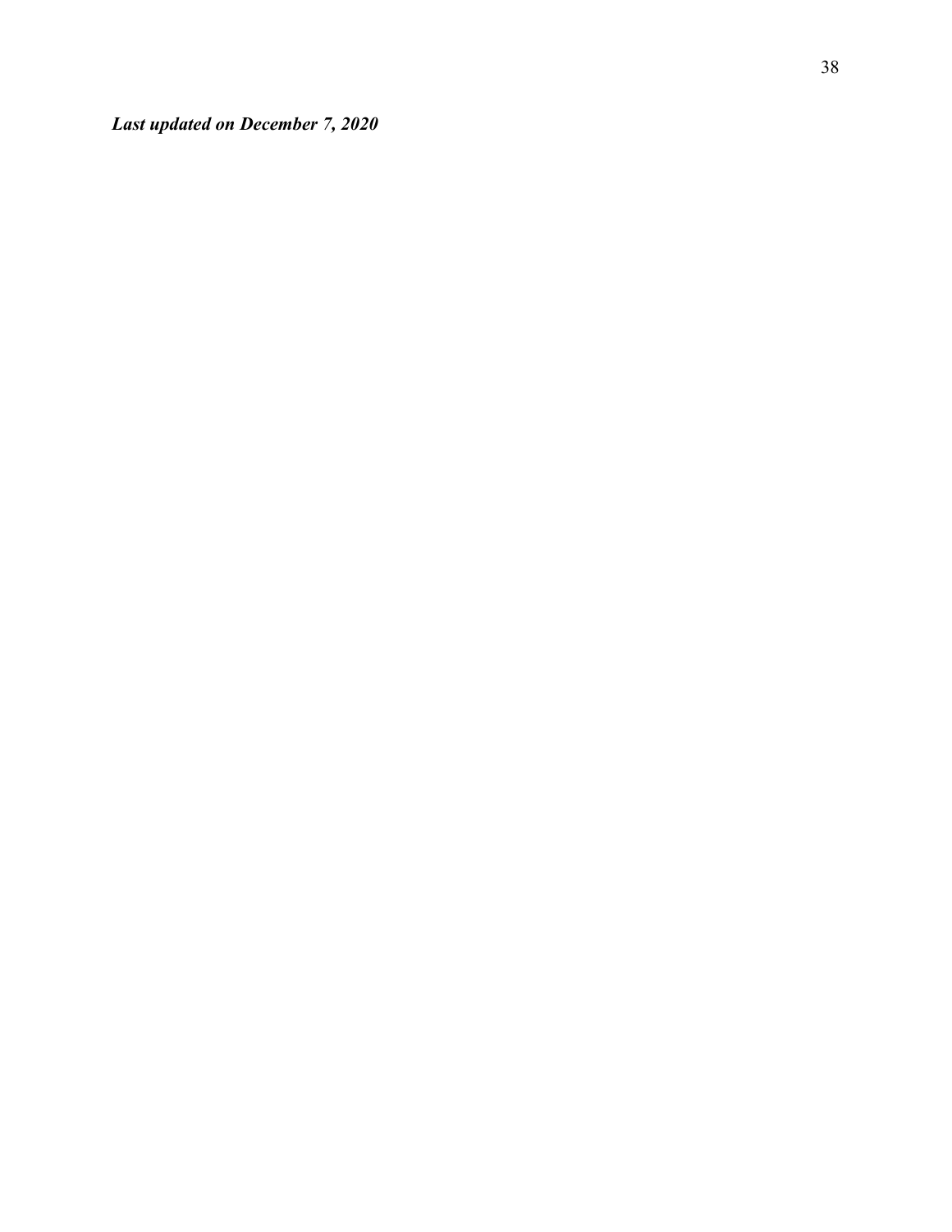***Last updated on December 7, 2020***